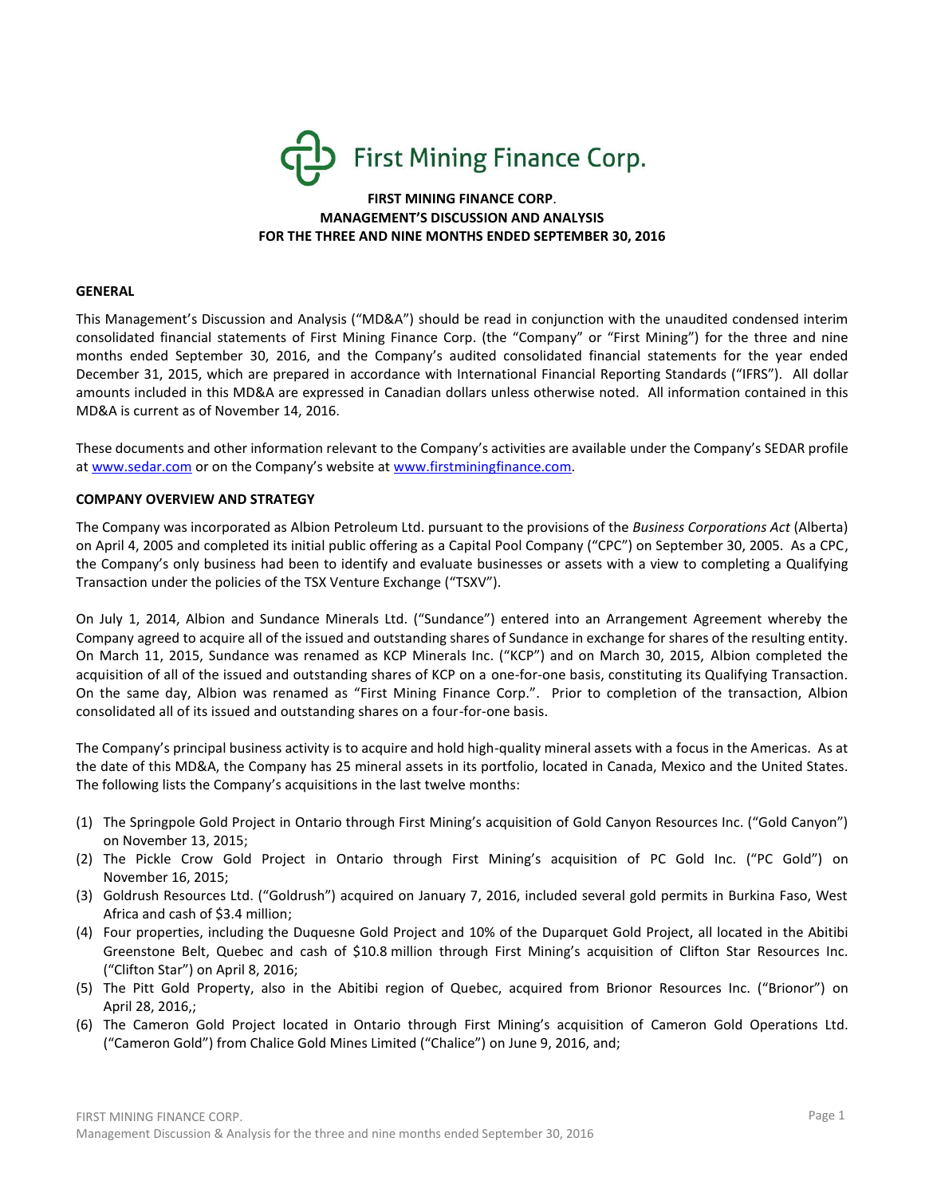First Mining Finance Corp.

**FIRST MINING FINANCE CORP.**
**MANAGEMENT'S DISCUSSION AND ANALYSIS**
**FOR THE THREE AND NINE MONTHS ENDED SEPTEMBER 30, 2016**

## GENERAL

This Management's Discussion and Analysis ("MD&A") should be read in conjunction with the unaudited condensed interim consolidated financial statements of First Mining Finance Corp. (the "Company" or "First Mining") for the three and nine months ended September 30, 2016, and the Company's audited consolidated financial statements for the year ended December 31, 2015, which are prepared in accordance with International Financial Reporting Standards ("IFRS"). All dollar amounts included in this MD&A are expressed in Canadian dollars unless otherwise noted. All information contained in this MD&A is current as of November 14, 2016.

These documents and other information relevant to the Company's activities are available under the Company's SEDAR profile at www.sedar.com or on the Company's website at www.firstminingfinance.com.

## COMPANY OVERVIEW AND STRATEGY

The Company was incorporated as Albion Petroleum Ltd. pursuant to the provisions of the *Business Corporations Act* (Alberta) on April 4, 2005 and completed its initial public offering as a Capital Pool Company ("CPC") on September 30, 2005. As a CPC, the Company's only business had been to identify and evaluate businesses or assets with a view to completing a Qualifying Transaction under the policies of the TSX Venture Exchange ("TSXV").

On July 1, 2014, Albion and Sundance Minerals Ltd. ("Sundance") entered into an Arrangement Agreement whereby the Company agreed to acquire all of the issued and outstanding shares of Sundance in exchange for shares of the resulting entity. On March 11, 2015, Sundance was renamed as KCP Minerals Inc. ("KCP") and on March 30, 2015, Albion completed the acquisition of all of the issued and outstanding shares of KCP on a one-for-one basis, constituting its Qualifying Transaction. On the same day, Albion was renamed as "First Mining Finance Corp.". Prior to completion of the transaction, Albion consolidated all of its issued and outstanding shares on a four-for-one basis.

The Company's principal business activity is to acquire and hold high-quality mineral assets with a focus in the Americas. As at the date of this MD&A, the Company has 25 mineral assets in its portfolio, located in Canada, Mexico and the United States. The following lists the Company's acquisitions in the last twelve months:

(1) The Springpole Gold Project in Ontario through First Mining's acquisition of Gold Canyon Resources Inc. ("Gold Canyon") on November 13, 2015;
(2) The Pickle Crow Gold Project in Ontario through First Mining's acquisition of PC Gold Inc. ("PC Gold") on November 16, 2015;
(3) Goldrush Resources Ltd. ("Goldrush") acquired on January 7, 2016, included several gold permits in Burkina Faso, West Africa and cash of $3.4 million;
(4) Four properties, including the Duquesne Gold Project and 10% of the Duparquet Gold Project, all located in the Abitibi Greenstone Belt, Quebec and cash of $10.8 million through First Mining's acquisition of Clifton Star Resources Inc. ("Clifton Star") on April 8, 2016;
(5) The Pitt Gold Property, also in the Abitibi region of Quebec, acquired from Brionor Resources Inc. ("Brionor") on April 28, 2016,;
(6) The Cameron Gold Project located in Ontario through First Mining's acquisition of Cameron Gold Operations Ltd. ("Cameron Gold") from Chalice Gold Mines Limited ("Chalice") on June 9, 2016, and;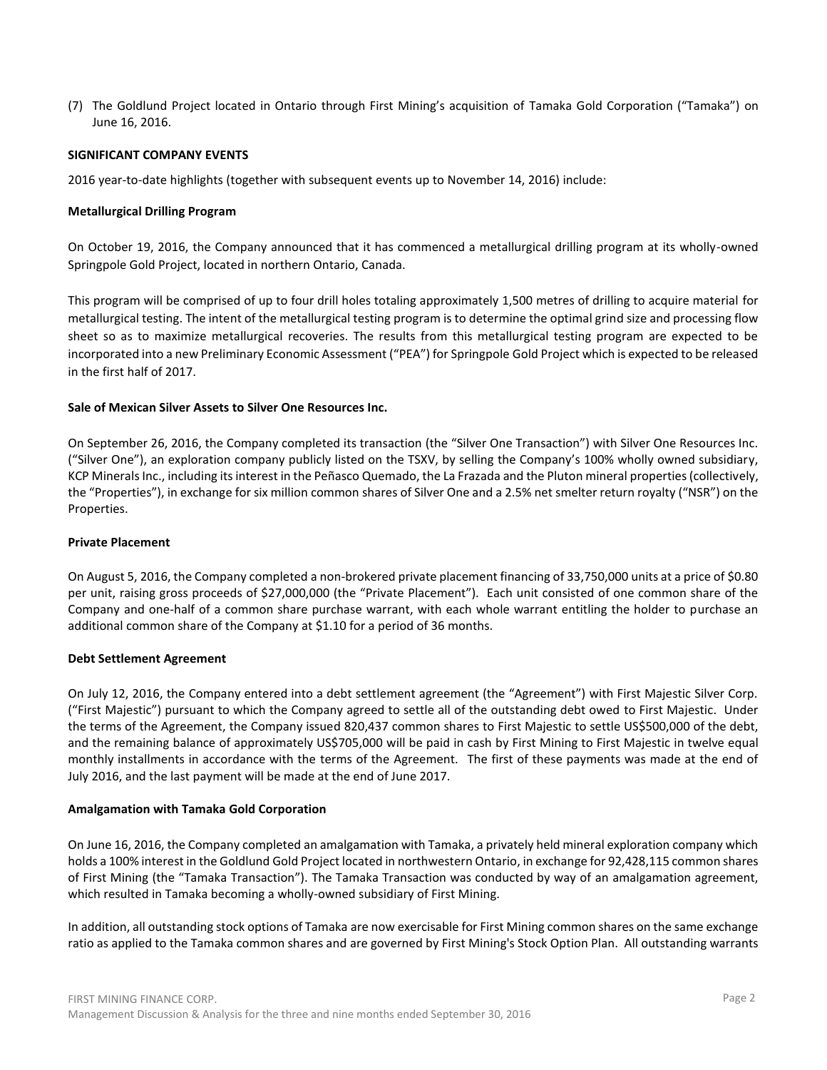(7) The Goldlund Project located in Ontario through First Mining's acquisition of Tamaka Gold Corporation ("Tamaka") on June 16, 2016.

**SIGNIFICANT COMPANY EVENTS**

2016 year-to-date highlights (together with subsequent events up to November 14, 2016) include:

**Metallurgical Drilling Program**

On October 19, 2016, the Company announced that it has commenced a metallurgical drilling program at its wholly-owned Springpole Gold Project, located in northern Ontario, Canada.

This program will be comprised of up to four drill holes totaling approximately 1,500 metres of drilling to acquire material for metallurgical testing. The intent of the metallurgical testing program is to determine the optimal grind size and processing flow sheet so as to maximize metallurgical recoveries. The results from this metallurgical testing program are expected to be incorporated into a new Preliminary Economic Assessment ("PEA") for Springpole Gold Project which is expected to be released in the first half of 2017.

**Sale of Mexican Silver Assets to Silver One Resources Inc.**

On September 26, 2016, the Company completed its transaction (the "Silver One Transaction") with Silver One Resources Inc. ("Silver One"), an exploration company publicly listed on the TSXV, by selling the Company's 100% wholly owned subsidiary, KCP Minerals Inc., including its interest in the Peñasco Quemado, the La Frazada and the Pluton mineral properties (collectively, the "Properties"), in exchange for six million common shares of Silver One and a 2.5% net smelter return royalty ("NSR") on the Properties.

**Private Placement**

On August 5, 2016, the Company completed a non-brokered private placement financing of 33,750,000 units at a price of $0.80 per unit, raising gross proceeds of $27,000,000 (the "Private Placement"). Each unit consisted of one common share of the Company and one-half of a common share purchase warrant, with each whole warrant entitling the holder to purchase an additional common share of the Company at $1.10 for a period of 36 months.

**Debt Settlement Agreement**

On July 12, 2016, the Company entered into a debt settlement agreement (the "Agreement") with First Majestic Silver Corp. ("First Majestic") pursuant to which the Company agreed to settle all of the outstanding debt owed to First Majestic. Under the terms of the Agreement, the Company issued 820,437 common shares to First Majestic to settle US$500,000 of the debt, and the remaining balance of approximately US$705,000 will be paid in cash by First Mining to First Majestic in twelve equal monthly installments in accordance with the terms of the Agreement. The first of these payments was made at the end of July 2016, and the last payment will be made at the end of June 2017.

**Amalgamation with Tamaka Gold Corporation**

On June 16, 2016, the Company completed an amalgamation with Tamaka, a privately held mineral exploration company which holds a 100% interest in the Goldlund Gold Project located in northwestern Ontario, in exchange for 92,428,115 common shares of First Mining (the "Tamaka Transaction"). The Tamaka Transaction was conducted by way of an amalgamation agreement, which resulted in Tamaka becoming a wholly-owned subsidiary of First Mining.

In addition, all outstanding stock options of Tamaka are now exercisable for First Mining common shares on the same exchange ratio as applied to the Tamaka common shares and are governed by First Mining's Stock Option Plan. All outstanding warrants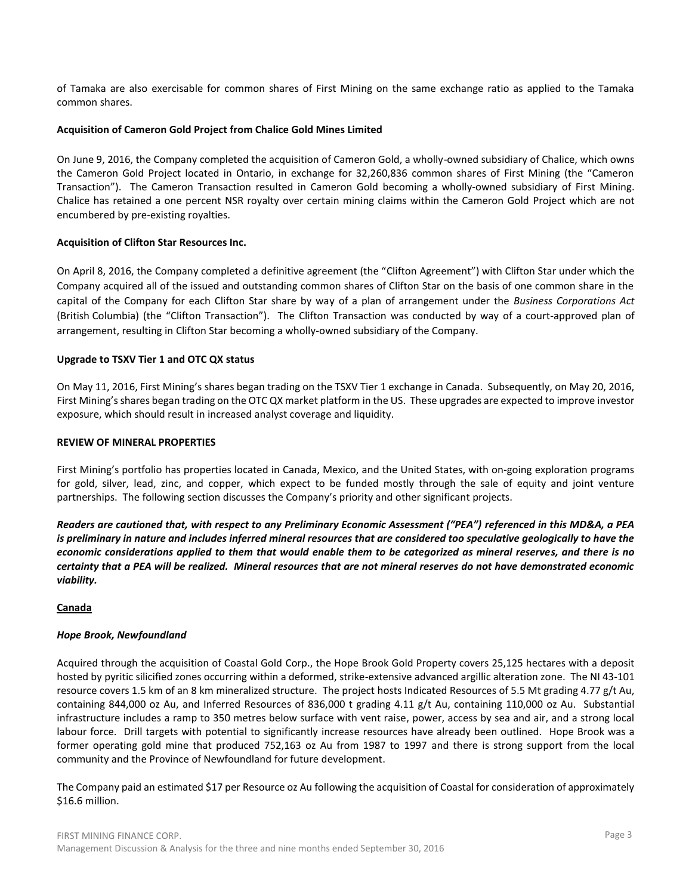of Tamaka are also exercisable for common shares of First Mining on the same exchange ratio as applied to the Tamaka common shares.

**Acquisition of Cameron Gold Project from Chalice Gold Mines Limited**

On June 9, 2016, the Company completed the acquisition of Cameron Gold, a wholly-owned subsidiary of Chalice, which owns the Cameron Gold Project located in Ontario, in exchange for 32,260,836 common shares of First Mining (the "Cameron Transaction"). The Cameron Transaction resulted in Cameron Gold becoming a wholly-owned subsidiary of First Mining. Chalice has retained a one percent NSR royalty over certain mining claims within the Cameron Gold Project which are not encumbered by pre-existing royalties.

**Acquisition of Clifton Star Resources Inc.**

On April 8, 2016, the Company completed a definitive agreement (the "Clifton Agreement") with Clifton Star under which the Company acquired all of the issued and outstanding common shares of Clifton Star on the basis of one common share in the capital of the Company for each Clifton Star share by way of a plan of arrangement under the *Business Corporations Act* (British Columbia) (the "Clifton Transaction"). The Clifton Transaction was conducted by way of a court-approved plan of arrangement, resulting in Clifton Star becoming a wholly-owned subsidiary of the Company.

**Upgrade to TSXV Tier 1 and OTC QX status**

On May 11, 2016, First Mining's shares began trading on the TSXV Tier 1 exchange in Canada. Subsequently, on May 20, 2016, First Mining's shares began trading on the OTC QX market platform in the US. These upgrades are expected to improve investor exposure, which should result in increased analyst coverage and liquidity.

## REVIEW OF MINERAL PROPERTIES

First Mining's portfolio has properties located in Canada, Mexico, and the United States, with on-going exploration programs for gold, silver, lead, zinc, and copper, which expect to be funded mostly through the sale of equity and joint venture partnerships. The following section discusses the Company's priority and other significant projects.

***Readers are cautioned that, with respect to any Preliminary Economic Assessment ("PEA") referenced in this MD&A, a PEA is preliminary in nature and includes inferred mineral resources that are considered too speculative geologically to have the economic considerations applied to them that would enable them to be categorized as mineral reserves, and there is no certainty that a PEA will be realized. Mineral resources that are not mineral reserves do not have demonstrated economic viability.***

### Canada

#### *Hope Brook, Newfoundland*

Acquired through the acquisition of Coastal Gold Corp., the Hope Brook Gold Property covers 25,125 hectares with a deposit hosted by pyritic silicified zones occurring within a deformed, strike-extensive advanced argillic alteration zone. The NI 43-101 resource covers 1.5 km of an 8 km mineralized structure. The project hosts Indicated Resources of 5.5 Mt grading 4.77 g/t Au, containing 844,000 oz Au, and Inferred Resources of 836,000 t grading 4.11 g/t Au, containing 110,000 oz Au. Substantial infrastructure includes a ramp to 350 metres below surface with vent raise, power, access by sea and air, and a strong local labour force. Drill targets with potential to significantly increase resources have already been outlined. Hope Brook was a former operating gold mine that produced 752,163 oz Au from 1987 to 1997 and there is strong support from the local community and the Province of Newfoundland for future development.

The Company paid an estimated $17 per Resource oz Au following the acquisition of Coastal for consideration of approximately $16.6 million.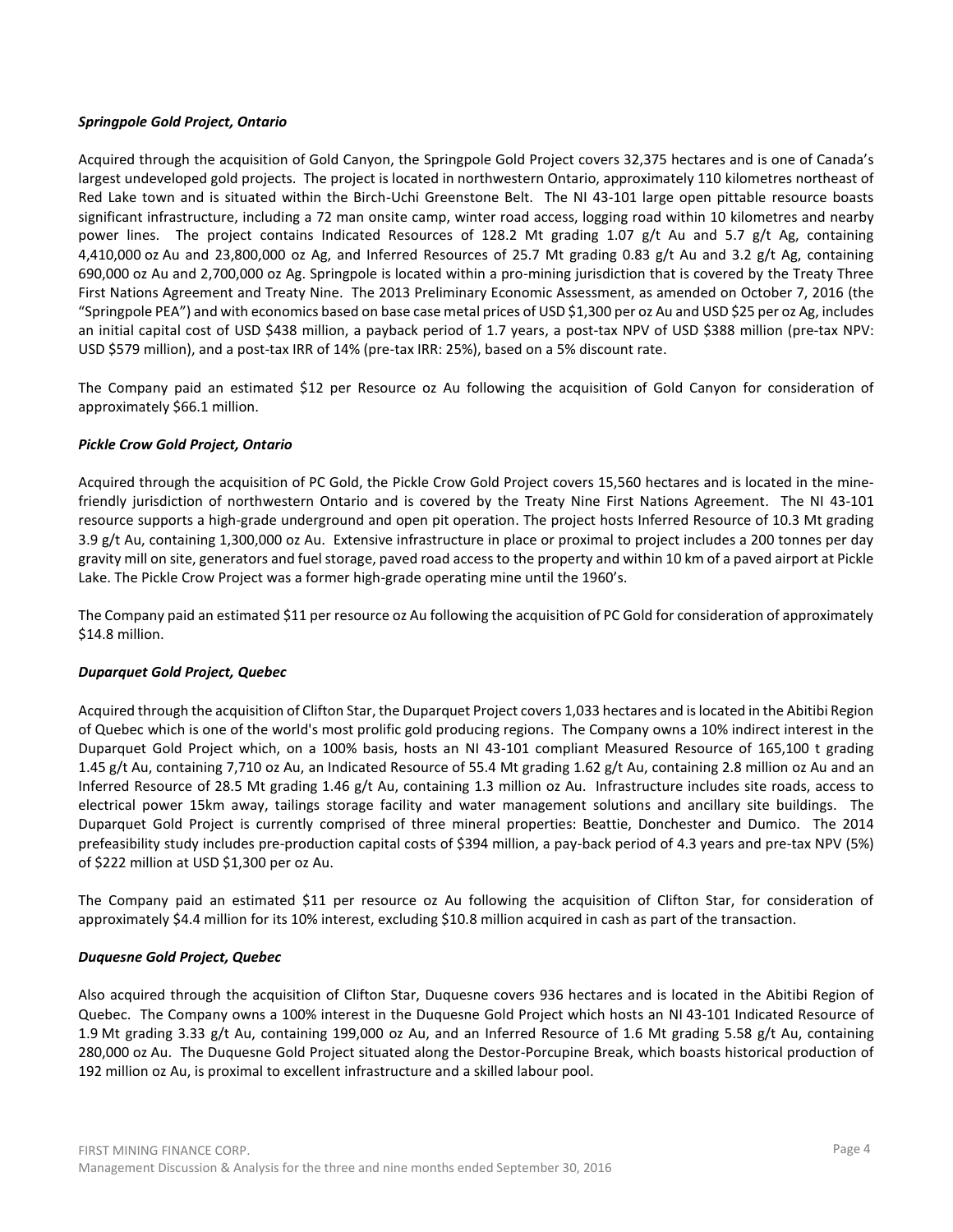***Springpole Gold Project, Ontario***

Acquired through the acquisition of Gold Canyon, the Springpole Gold Project covers 32,375 hectares and is one of Canada's largest undeveloped gold projects. The project is located in northwestern Ontario, approximately 110 kilometres northeast of Red Lake town and is situated within the Birch-Uchi Greenstone Belt. The NI 43-101 large open pittable resource boasts significant infrastructure, including a 72 man onsite camp, winter road access, logging road within 10 kilometres and nearby power lines. The project contains Indicated Resources of 128.2 Mt grading 1.07 g/t Au and 5.7 g/t Ag, containing 4,410,000 oz Au and 23,800,000 oz Ag, and Inferred Resources of 25.7 Mt grading 0.83 g/t Au and 3.2 g/t Ag, containing 690,000 oz Au and 2,700,000 oz Ag. Springpole is located within a pro-mining jurisdiction that is covered by the Treaty Three First Nations Agreement and Treaty Nine. The 2013 Preliminary Economic Assessment, as amended on October 7, 2016 (the "Springpole PEA") and with economics based on base case metal prices of USD \$1,300 per oz Au and USD \$25 per oz Ag, includes an initial capital cost of USD \$438 million, a payback period of 1.7 years, a post-tax NPV of USD \$388 million (pre-tax NPV: USD \$579 million), and a post-tax IRR of 14% (pre-tax IRR: 25%), based on a 5% discount rate.

The Company paid an estimated \$12 per Resource oz Au following the acquisition of Gold Canyon for consideration of approximately \$66.1 million.

***Pickle Crow Gold Project, Ontario***

Acquired through the acquisition of PC Gold, the Pickle Crow Gold Project covers 15,560 hectares and is located in the mine-friendly jurisdiction of northwestern Ontario and is covered by the Treaty Nine First Nations Agreement. The NI 43-101 resource supports a high-grade underground and open pit operation. The project hosts Inferred Resource of 10.3 Mt grading 3.9 g/t Au, containing 1,300,000 oz Au. Extensive infrastructure in place or proximal to project includes a 200 tonnes per day gravity mill on site, generators and fuel storage, paved road access to the property and within 10 km of a paved airport at Pickle Lake. The Pickle Crow Project was a former high-grade operating mine until the 1960's.

The Company paid an estimated \$11 per resource oz Au following the acquisition of PC Gold for consideration of approximately \$14.8 million.

***Duparquet Gold Project, Quebec***

Acquired through the acquisition of Clifton Star, the Duparquet Project covers 1,033 hectares and is located in the Abitibi Region of Quebec which is one of the world's most prolific gold producing regions. The Company owns a 10% indirect interest in the Duparquet Gold Project which, on a 100% basis, hosts an NI 43-101 compliant Measured Resource of 165,100 t grading 1.45 g/t Au, containing 7,710 oz Au, an Indicated Resource of 55.4 Mt grading 1.62 g/t Au, containing 2.8 million oz Au and an Inferred Resource of 28.5 Mt grading 1.46 g/t Au, containing 1.3 million oz Au. Infrastructure includes site roads, access to electrical power 15km away, tailings storage facility and water management solutions and ancillary site buildings. The Duparquet Gold Project is currently comprised of three mineral properties: Beattie, Donchester and Dumico. The 2014 prefeasibility study includes pre-production capital costs of \$394 million, a pay-back period of 4.3 years and pre-tax NPV (5%) of \$222 million at USD \$1,300 per oz Au.

The Company paid an estimated \$11 per resource oz Au following the acquisition of Clifton Star, for consideration of approximately \$4.4 million for its 10% interest, excluding \$10.8 million acquired in cash as part of the transaction.

***Duquesne Gold Project, Quebec***

Also acquired through the acquisition of Clifton Star, Duquesne covers 936 hectares and is located in the Abitibi Region of Quebec. The Company owns a 100% interest in the Duquesne Gold Project which hosts an NI 43-101 Indicated Resource of 1.9 Mt grading 3.33 g/t Au, containing 199,000 oz Au, and an Inferred Resource of 1.6 Mt grading 5.58 g/t Au, containing 280,000 oz Au. The Duquesne Gold Project situated along the Destor-Porcupine Break, which boasts historical production of 192 million oz Au, is proximal to excellent infrastructure and a skilled labour pool.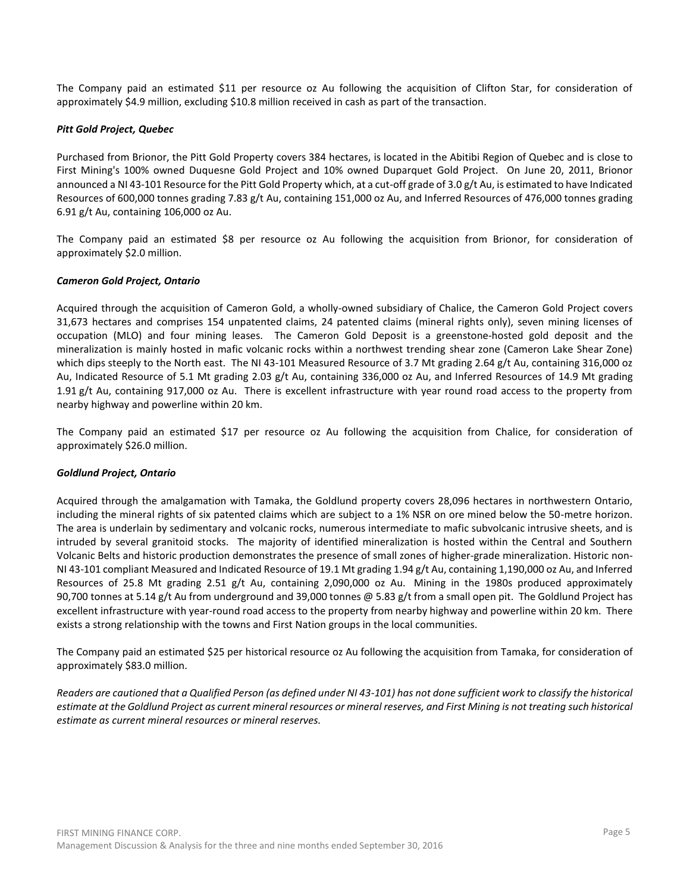The Company paid an estimated $11 per resource oz Au following the acquisition of Clifton Star, for consideration of approximately $4.9 million, excluding $10.8 million received in cash as part of the transaction.

***Pitt Gold Project, Quebec***

Purchased from Brionor, the Pitt Gold Property covers 384 hectares, is located in the Abitibi Region of Quebec and is close to First Mining's 100% owned Duquesne Gold Project and 10% owned Duparquet Gold Project. On June 20, 2011, Brionor announced a NI 43-101 Resource for the Pitt Gold Property which, at a cut-off grade of 3.0 g/t Au, is estimated to have Indicated Resources of 600,000 tonnes grading 7.83 g/t Au, containing 151,000 oz Au, and Inferred Resources of 476,000 tonnes grading 6.91 g/t Au, containing 106,000 oz Au.

The Company paid an estimated $8 per resource oz Au following the acquisition from Brionor, for consideration of approximately $2.0 million.

***Cameron Gold Project, Ontario***

Acquired through the acquisition of Cameron Gold, a wholly-owned subsidiary of Chalice, the Cameron Gold Project covers 31,673 hectares and comprises 154 unpatented claims, 24 patented claims (mineral rights only), seven mining licenses of occupation (MLO) and four mining leases. The Cameron Gold Deposit is a greenstone-hosted gold deposit and the mineralization is mainly hosted in mafic volcanic rocks within a northwest trending shear zone (Cameron Lake Shear Zone) which dips steeply to the North east. The NI 43-101 Measured Resource of 3.7 Mt grading 2.64 g/t Au, containing 316,000 oz Au, Indicated Resource of 5.1 Mt grading 2.03 g/t Au, containing 336,000 oz Au, and Inferred Resources of 14.9 Mt grading 1.91 g/t Au, containing 917,000 oz Au. There is excellent infrastructure with year round road access to the property from nearby highway and powerline within 20 km.

The Company paid an estimated $17 per resource oz Au following the acquisition from Chalice, for consideration of approximately $26.0 million.

***Goldlund Project, Ontario***

Acquired through the amalgamation with Tamaka, the Goldlund property covers 28,096 hectares in northwestern Ontario, including the mineral rights of six patented claims which are subject to a 1% NSR on ore mined below the 50-metre horizon. The area is underlain by sedimentary and volcanic rocks, numerous intermediate to mafic subvolcanic intrusive sheets, and is intruded by several granitoid stocks. The majority of identified mineralization is hosted within the Central and Southern Volcanic Belts and historic production demonstrates the presence of small zones of higher-grade mineralization. Historic non-NI 43-101 compliant Measured and Indicated Resource of 19.1 Mt grading 1.94 g/t Au, containing 1,190,000 oz Au, and Inferred Resources of 25.8 Mt grading 2.51 g/t Au, containing 2,090,000 oz Au. Mining in the 1980s produced approximately 90,700 tonnes at 5.14 g/t Au from underground and 39,000 tonnes @ 5.83 g/t from a small open pit. The Goldlund Project has excellent infrastructure with year-round road access to the property from nearby highway and powerline within 20 km. There exists a strong relationship with the towns and First Nation groups in the local communities.

The Company paid an estimated $25 per historical resource oz Au following the acquisition from Tamaka, for consideration of approximately $83.0 million.

*Readers are cautioned that a Qualified Person (as defined under NI 43-101) has not done sufficient work to classify the historical estimate at the Goldlund Project as current mineral resources or mineral reserves, and First Mining is not treating such historical estimate as current mineral resources or mineral reserves.*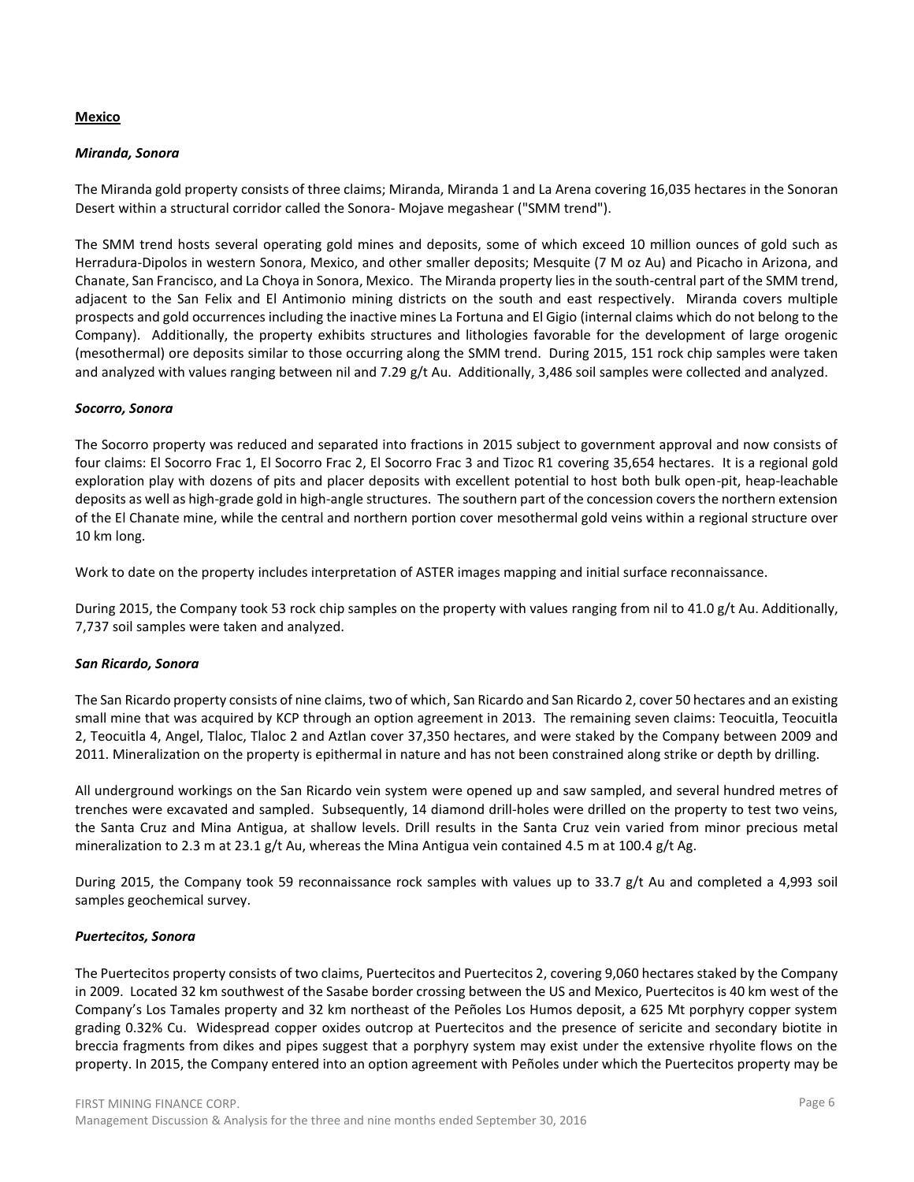## Mexico

### *Miranda, Sonora*

The Miranda gold property consists of three claims; Miranda, Miranda 1 and La Arena covering 16,035 hectares in the Sonoran Desert within a structural corridor called the Sonora- Mojave megashear ("SMM trend").

The SMM trend hosts several operating gold mines and deposits, some of which exceed 10 million ounces of gold such as Herradura-Dipolos in western Sonora, Mexico, and other smaller deposits; Mesquite (7 M oz Au) and Picacho in Arizona, and Chanate, San Francisco, and La Choya in Sonora, Mexico. The Miranda property lies in the south-central part of the SMM trend, adjacent to the San Felix and El Antimonio mining districts on the south and east respectively. Miranda covers multiple prospects and gold occurrences including the inactive mines La Fortuna and El Gigio (internal claims which do not belong to the Company). Additionally, the property exhibits structures and lithologies favorable for the development of large orogenic (mesothermal) ore deposits similar to those occurring along the SMM trend. During 2015, 151 rock chip samples were taken and analyzed with values ranging between nil and 7.29 g/t Au. Additionally, 3,486 soil samples were collected and analyzed.

### *Socorro, Sonora*

The Socorro property was reduced and separated into fractions in 2015 subject to government approval and now consists of four claims: El Socorro Frac 1, El Socorro Frac 2, El Socorro Frac 3 and Tizoc R1 covering 35,654 hectares. It is a regional gold exploration play with dozens of pits and placer deposits with excellent potential to host both bulk open-pit, heap-leachable deposits as well as high-grade gold in high-angle structures. The southern part of the concession covers the northern extension of the El Chanate mine, while the central and northern portion cover mesothermal gold veins within a regional structure over 10 km long.

Work to date on the property includes interpretation of ASTER images mapping and initial surface reconnaissance.

During 2015, the Company took 53 rock chip samples on the property with values ranging from nil to 41.0 g/t Au. Additionally, 7,737 soil samples were taken and analyzed.

### *San Ricardo, Sonora*

The San Ricardo property consists of nine claims, two of which, San Ricardo and San Ricardo 2, cover 50 hectares and an existing small mine that was acquired by KCP through an option agreement in 2013. The remaining seven claims: Teocuitla, Teocuitla 2, Teocuitla 4, Angel, Tlaloc, Tlaloc 2 and Aztlan cover 37,350 hectares, and were staked by the Company between 2009 and 2011. Mineralization on the property is epithermal in nature and has not been constrained along strike or depth by drilling.

All underground workings on the San Ricardo vein system were opened up and saw sampled, and several hundred metres of trenches were excavated and sampled. Subsequently, 14 diamond drill-holes were drilled on the property to test two veins, the Santa Cruz and Mina Antigua, at shallow levels. Drill results in the Santa Cruz vein varied from minor precious metal mineralization to 2.3 m at 23.1 g/t Au, whereas the Mina Antigua vein contained 4.5 m at 100.4 g/t Ag.

During 2015, the Company took 59 reconnaissance rock samples with values up to 33.7 g/t Au and completed a 4,993 soil samples geochemical survey.

### *Puertecitos, Sonora*

The Puertecitos property consists of two claims, Puertecitos and Puertecitos 2, covering 9,060 hectares staked by the Company in 2009. Located 32 km southwest of the Sasabe border crossing between the US and Mexico, Puertecitos is 40 km west of the Company's Los Tamales property and 32 km northeast of the Peñoles Los Humos deposit, a 625 Mt porphyry copper system grading 0.32% Cu. Widespread copper oxides outcrop at Puertecitos and the presence of sericite and secondary biotite in breccia fragments from dikes and pipes suggest that a porphyry system may exist under the extensive rhyolite flows on the property. In 2015, the Company entered into an option agreement with Peñoles under which the Puertecitos property may be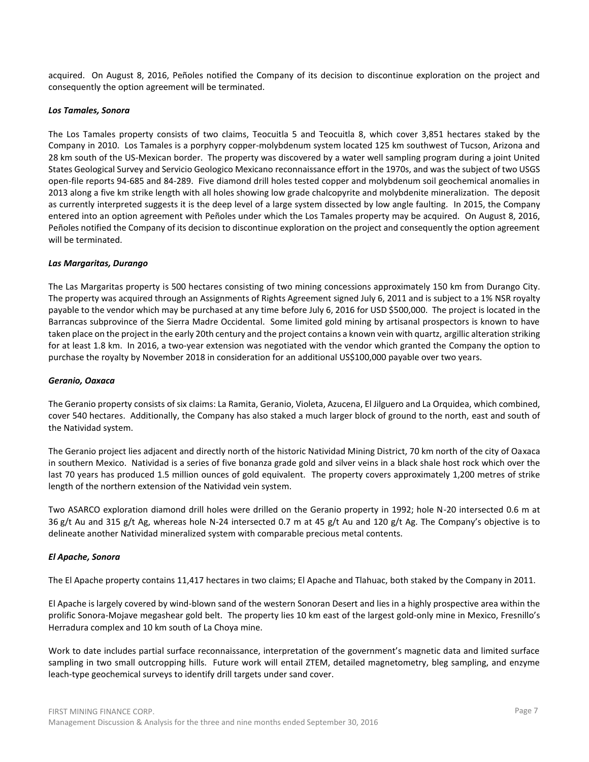acquired. On August 8, 2016, Peñoles notified the Company of its decision to discontinue exploration on the project and consequently the option agreement will be terminated.

***Los Tamales, Sonora***

The Los Tamales property consists of two claims, Teocuitla 5 and Teocuitla 8, which cover 3,851 hectares staked by the Company in 2010. Los Tamales is a porphyry copper-molybdenum system located 125 km southwest of Tucson, Arizona and 28 km south of the US-Mexican border. The property was discovered by a water well sampling program during a joint United States Geological Survey and Servicio Geologico Mexicano reconnaissance effort in the 1970s, and was the subject of two USGS open-file reports 94-685 and 84-289. Five diamond drill holes tested copper and molybdenum soil geochemical anomalies in 2013 along a five km strike length with all holes showing low grade chalcopyrite and molybdenite mineralization. The deposit as currently interpreted suggests it is the deep level of a large system dissected by low angle faulting. In 2015, the Company entered into an option agreement with Peñoles under which the Los Tamales property may be acquired. On August 8, 2016, Peñoles notified the Company of its decision to discontinue exploration on the project and consequently the option agreement will be terminated.

***Las Margaritas, Durango***

The Las Margaritas property is 500 hectares consisting of two mining concessions approximately 150 km from Durango City. The property was acquired through an Assignments of Rights Agreement signed July 6, 2011 and is subject to a 1% NSR royalty payable to the vendor which may be purchased at any time before July 6, 2016 for USD $500,000. The project is located in the Barrancas subprovince of the Sierra Madre Occidental. Some limited gold mining by artisanal prospectors is known to have taken place on the project in the early 20th century and the project contains a known vein with quartz, argillic alteration striking for at least 1.8 km. In 2016, a two-year extension was negotiated with the vendor which granted the Company the option to purchase the royalty by November 2018 in consideration for an additional US$100,000 payable over two years.

***Geranio, Oaxaca***

The Geranio property consists of six claims: La Ramita, Geranio, Violeta, Azucena, El Jilguero and La Orquidea, which combined, cover 540 hectares. Additionally, the Company has also staked a much larger block of ground to the north, east and south of the Natividad system.

The Geranio project lies adjacent and directly north of the historic Natividad Mining District, 70 km north of the city of Oaxaca in southern Mexico. Natividad is a series of five bonanza grade gold and silver veins in a black shale host rock which over the last 70 years has produced 1.5 million ounces of gold equivalent. The property covers approximately 1,200 metres of strike length of the northern extension of the Natividad vein system.

Two ASARCO exploration diamond drill holes were drilled on the Geranio property in 1992; hole N-20 intersected 0.6 m at 36 g/t Au and 315 g/t Ag, whereas hole N-24 intersected 0.7 m at 45 g/t Au and 120 g/t Ag. The Company's objective is to delineate another Natividad mineralized system with comparable precious metal contents.

***El Apache, Sonora***

The El Apache property contains 11,417 hectares in two claims; El Apache and Tlahuac, both staked by the Company in 2011.

El Apache is largely covered by wind-blown sand of the western Sonoran Desert and lies in a highly prospective area within the prolific Sonora-Mojave megashear gold belt. The property lies 10 km east of the largest gold-only mine in Mexico, Fresnillo's Herradura complex and 10 km south of La Choya mine.

Work to date includes partial surface reconnaissance, interpretation of the government's magnetic data and limited surface sampling in two small outcropping hills. Future work will entail ZTEM, detailed magnetometry, bleg sampling, and enzyme leach-type geochemical surveys to identify drill targets under sand cover.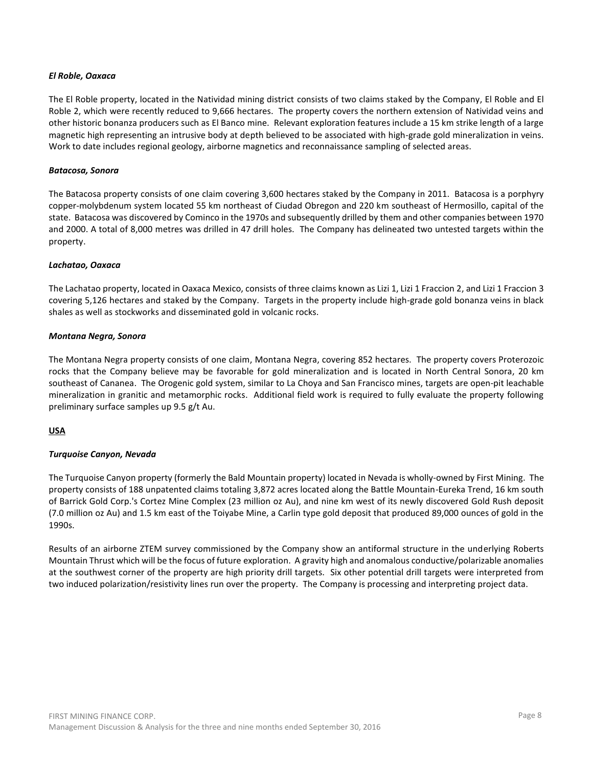***El Roble, Oaxaca***

The El Roble property, located in the Natividad mining district consists of two claims staked by the Company, El Roble and El Roble 2, which were recently reduced to 9,666 hectares. The property covers the northern extension of Natividad veins and other historic bonanza producers such as El Banco mine. Relevant exploration features include a 15 km strike length of a large magnetic high representing an intrusive body at depth believed to be associated with high-grade gold mineralization in veins. Work to date includes regional geology, airborne magnetics and reconnaissance sampling of selected areas.

***Batacosa, Sonora***

The Batacosa property consists of one claim covering 3,600 hectares staked by the Company in 2011. Batacosa is a porphyry copper-molybdenum system located 55 km northeast of Ciudad Obregon and 220 km southeast of Hermosillo, capital of the state. Batacosa was discovered by Cominco in the 1970s and subsequently drilled by them and other companies between 1970 and 2000. A total of 8,000 metres was drilled in 47 drill holes. The Company has delineated two untested targets within the property.

***Lachatao, Oaxaca***

The Lachatao property, located in Oaxaca Mexico, consists of three claims known as Lizi 1, Lizi 1 Fraccion 2, and Lizi 1 Fraccion 3 covering 5,126 hectares and staked by the Company. Targets in the property include high-grade gold bonanza veins in black shales as well as stockworks and disseminated gold in volcanic rocks.

***Montana Negra, Sonora***

The Montana Negra property consists of one claim, Montana Negra, covering 852 hectares. The property covers Proterozoic rocks that the Company believe may be favorable for gold mineralization and is located in North Central Sonora, 20 km southeast of Cananea. The Orogenic gold system, similar to La Choya and San Francisco mines, targets are open-pit leachable mineralization in granitic and metamorphic rocks. Additional field work is required to fully evaluate the property following preliminary surface samples up 9.5 g/t Au.

**USA**

***Turquoise Canyon, Nevada***

The Turquoise Canyon property (formerly the Bald Mountain property) located in Nevada is wholly-owned by First Mining. The property consists of 188 unpatented claims totaling 3,872 acres located along the Battle Mountain-Eureka Trend, 16 km south of Barrick Gold Corp.'s Cortez Mine Complex (23 million oz Au), and nine km west of its newly discovered Gold Rush deposit (7.0 million oz Au) and 1.5 km east of the Toiyabe Mine, a Carlin type gold deposit that produced 89,000 ounces of gold in the 1990s.

Results of an airborne ZTEM survey commissioned by the Company show an antiformal structure in the underlying Roberts Mountain Thrust which will be the focus of future exploration. A gravity high and anomalous conductive/polarizable anomalies at the southwest corner of the property are high priority drill targets. Six other potential drill targets were interpreted from two induced polarization/resistivity lines run over the property. The Company is processing and interpreting project data.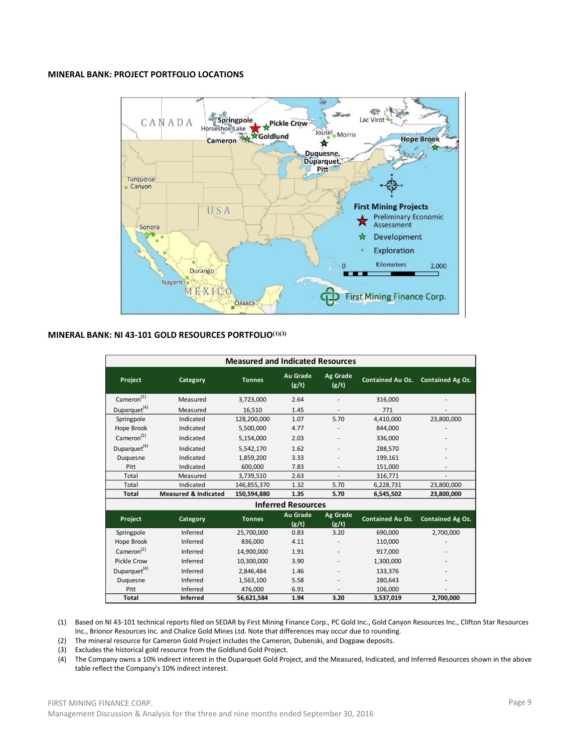**MINERAL BANK: PROJECT PORTFOLIO LOCATIONS**

**MINERAL BANK: NI 43-101 GOLD RESOURCES PORTFOLIO[(1)(3)]**

| Measured and Indicated Resources | | | | | | |
|---|---|---|---|---|---|---|
| **Project** | **Category** | **Tonnes** | **Au Grade (g/t)** | **Ag Grade (g/t)** | **Contained Au Oz.** | **Contained Ag Oz.** |
| Cameron[(2)] | Measured | 3,723,000 | 2.64 | - | 316,000 | - |
| Duparquet[(4)] | Measured | 16,510 | 1.45 | - | 771 | - |
| Springpole | Indicated | 128,200,000 | 1.07 | 5.70 | 4,410,000 | 23,800,000 |
| Hope Brook | Indicated | 5,500,000 | 4.77 | - | 844,000 | - |
| Cameron[(2)] | Indicated | 5,154,000 | 2.03 | - | 336,000 | - |
| Duparquet[(4)] | Indicated | 5,542,170 | 1.62 | - | 288,570 | - |
| Duquesne | Indicated | 1,859,200 | 3.33 | - | 199,161 | - |
| Pitt | Indicated | 600,000 | 7.83 | - | 151,000 | - |
| Total | Measured | 3,739,510 | 2.63 | - | 316,771 | - |
| Total | Indicated | 146,855,370 | 1.32 | 5.70 | 6,228,731 | 23,800,000 |
| **Total** | **Measured & Indicated** | **150,594,880** | **1.35** | **5.70** | **6,545,502** | **23,800,000** |

| Inferred Resources | | | | | | |
|---|---|---|---|---|---|---|
| **Project** | **Category** | **Tonnes** | **Au Grade (g/t)** | **Ag Grade (g/t)** | **Contained Au Oz.** | **Contained Ag Oz.** |
| Springpole | Inferred | 25,700,000 | 0.83 | 3.20 | 690,000 | 2,700,000 |
| Hope Brook | Inferred | 836,000 | 4.11 | - | 110,000 | - |
| Cameron[(2)] | Inferred | 14,900,000 | 1.91 | - | 917,000 | - |
| Pickle Crow | Inferred | 10,300,000 | 3.90 | - | 1,300,000 | - |
| Duparquet[(4)] | Inferred | 2,846,484 | 1.46 | - | 133,376 | - |
| Duquesne | Inferred | 1,563,100 | 5.58 | - | 280,643 | - |
| Pitt | Inferred | 476,000 | 6.91 | - | 106,000 | - |
| **Total** | **Inferred** | **56,621,584** | **1.94** | **3.20** | **3,537,019** | **2,700,000** |

(1) Based on NI 43-101 technical reports filed on SEDAR by First Mining Finance Corp., PC Gold Inc., Gold Canyon Resources Inc., Clifton Star Resources Inc., Brionor Resources Inc. and Chalice Gold Mines Ltd. Note that differences may occur due to rounding.

(2) The mineral resource for Cameron Gold Project includes the Cameron, Dubenski, and Dogpaw deposits.

(3) Excludes the historical gold resource from the Goldlund Gold Project.

(4) The Company owns a 10% indirect interest in the Duparquet Gold Project, and the Measured, Indicated, and Inferred Resources shown in the above table reflect the Company's 10% indirect interest.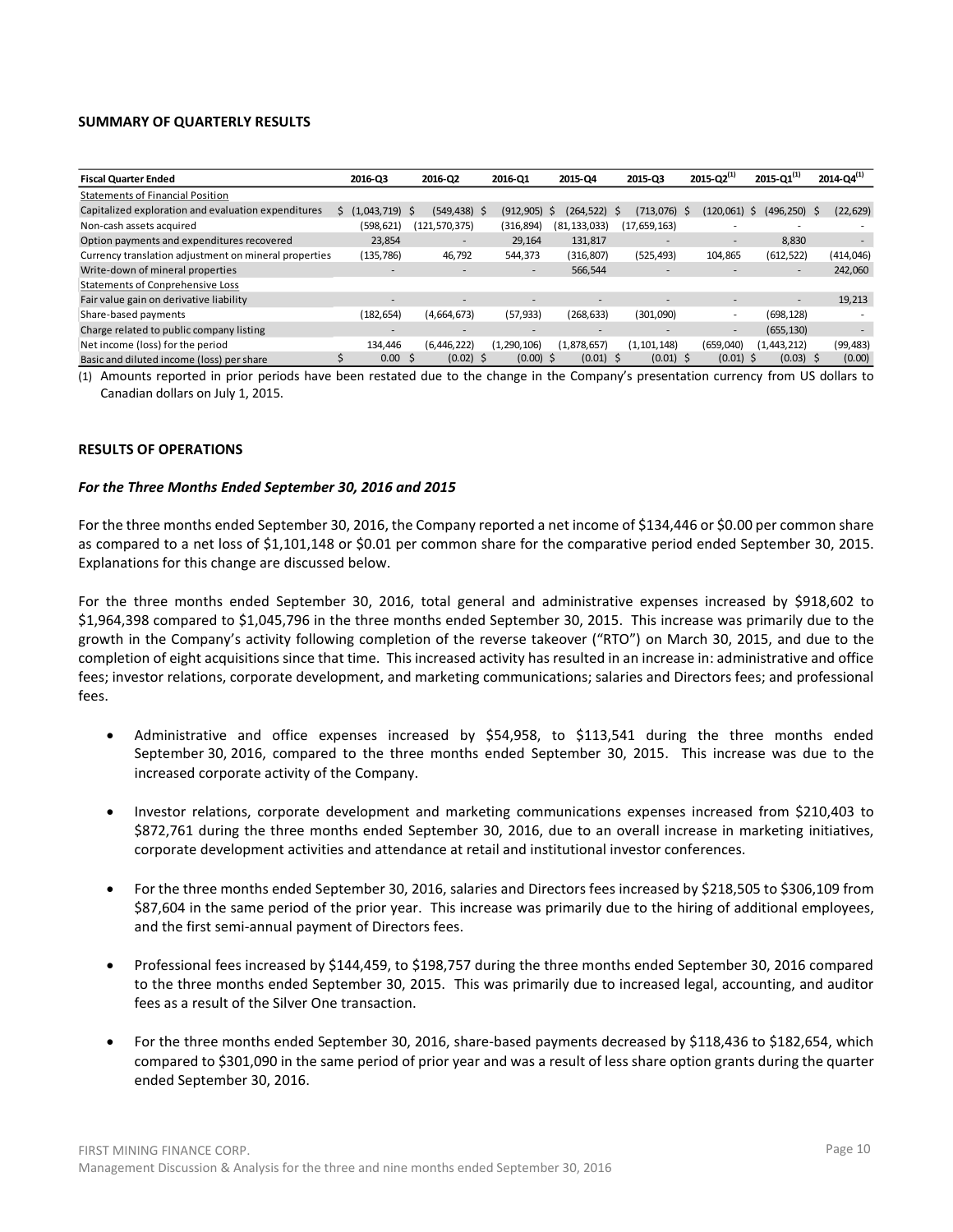**SUMMARY OF QUARTERLY RESULTS**

| Fiscal Quarter Ended | 2016-Q3 | 2016-Q2 | 2016-Q1 | 2015-Q4 | 2015-Q3 | 2015-Q2(1) | 2015-Q1(1) | 2014-Q4(1) |
|---|---|---|---|---|---|---|---|---|
| Statements of Financial Position | | | | | | | | |
| Capitalized exploration and evaluation expenditures | $ (1,043,719) | $ (549,438) | $ (912,905) | $ (264,522) | $ (713,076) | $ (120,061) | $ (496,250) | $ (22,629) |
| Non-cash assets acquired | (598,621) | (121,570,375) | (316,894) | (81,133,033) | (17,659,163) | - | - | - |
| Option payments and expenditures recovered | 23,854 | - | 29,164 | 131,817 | - | - | 8,830 | - |
| Currency translation adjustment on mineral properties | (135,786) | 46,792 | 544,373 | (316,807) | (525,493) | 104,865 | (612,522) | (414,046) |
| Write-down of mineral properties | - | - | - | 566,544 | - | - | - | 242,060 |
| Statements of Conprehensive Loss | | | | | | | | |
| Fair value gain on derivative liability | - | - | - | - | - | - | - | 19,213 |
| Share-based payments | (182,654) | (4,664,673) | (57,933) | (268,633) | (301,090) | - | (698,128) | - |
| Charge related to public company listing | - | - | - | - | - | - | (655,130) | - |
| Net income (loss) for the period | 134,446 | (6,446,222) | (1,290,106) | (1,878,657) | (1,101,148) | (659,040) | (1,443,212) | (99,483) |
| Basic and diluted income (loss) per share | $ 0.00 | $ (0.02) | $ (0.00) | $ (0.01) | $ (0.01) | $ (0.01) | $ (0.03) | $ (0.00) |

(1) Amounts reported in prior periods have been restated due to the change in the Company's presentation currency from US dollars to Canadian dollars on July 1, 2015.

**RESULTS OF OPERATIONS**

***For the Three Months Ended September 30, 2016 and 2015***

For the three months ended September 30, 2016, the Company reported a net income of $134,446 or $0.00 per common share as compared to a net loss of $1,101,148 or $0.01 per common share for the comparative period ended September 30, 2015. Explanations for this change are discussed below.

For the three months ended September 30, 2016, total general and administrative expenses increased by $918,602 to $1,964,398 compared to $1,045,796 in the three months ended September 30, 2015. This increase was primarily due to the growth in the Company's activity following completion of the reverse takeover ("RTO") on March 30, 2015, and due to the completion of eight acquisitions since that time. This increased activity has resulted in an increase in: administrative and office fees; investor relations, corporate development, and marketing communications; salaries and Directors fees; and professional fees.

- Administrative and office expenses increased by $54,958, to $113,541 during the three months ended September 30, 2016, compared to the three months ended September 30, 2015. This increase was due to the increased corporate activity of the Company.

- Investor relations, corporate development and marketing communications expenses increased from $210,403 to $872,761 during the three months ended September 30, 2016, due to an overall increase in marketing initiatives, corporate development activities and attendance at retail and institutional investor conferences.

- For the three months ended September 30, 2016, salaries and Directors fees increased by $218,505 to $306,109 from $87,604 in the same period of the prior year. This increase was primarily due to the hiring of additional employees, and the first semi-annual payment of Directors fees.

- Professional fees increased by $144,459, to $198,757 during the three months ended September 30, 2016 compared to the three months ended September 30, 2015. This was primarily due to increased legal, accounting, and auditor fees as a result of the Silver One transaction.

- For the three months ended September 30, 2016, share-based payments decreased by $118,436 to $182,654, which compared to $301,090 in the same period of prior year and was a result of less share option grants during the quarter ended September 30, 2016.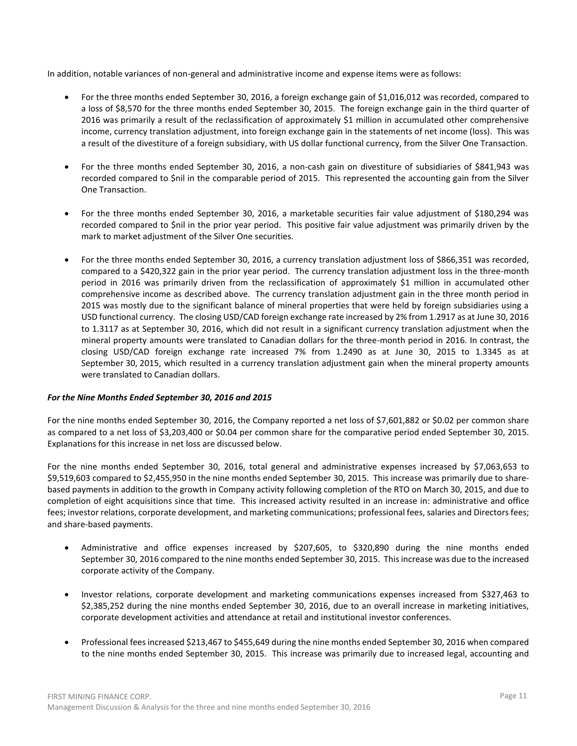In addition, notable variances of non-general and administrative income and expense items were as follows:

- For the three months ended September 30, 2016, a foreign exchange gain of $1,016,012 was recorded, compared to a loss of $8,570 for the three months ended September 30, 2015. The foreign exchange gain in the third quarter of 2016 was primarily a result of the reclassification of approximately $1 million in accumulated other comprehensive income, currency translation adjustment, into foreign exchange gain in the statements of net income (loss). This was a result of the divestiture of a foreign subsidiary, with US dollar functional currency, from the Silver One Transaction.

- For the three months ended September 30, 2016, a non-cash gain on divestiture of subsidiaries of $841,943 was recorded compared to $nil in the comparable period of 2015. This represented the accounting gain from the Silver One Transaction.

- For the three months ended September 30, 2016, a marketable securities fair value adjustment of $180,294 was recorded compared to $nil in the prior year period. This positive fair value adjustment was primarily driven by the mark to market adjustment of the Silver One securities.

- For the three months ended September 30, 2016, a currency translation adjustment loss of $866,351 was recorded, compared to a $420,322 gain in the prior year period. The currency translation adjustment loss in the three-month period in 2016 was primarily driven from the reclassification of approximately $1 million in accumulated other comprehensive income as described above. The currency translation adjustment gain in the three month period in 2015 was mostly due to the significant balance of mineral properties that were held by foreign subsidiaries using a USD functional currency. The closing USD/CAD foreign exchange rate increased by 2% from 1.2917 as at June 30, 2016 to 1.3117 as at September 30, 2016, which did not result in a significant currency translation adjustment when the mineral property amounts were translated to Canadian dollars for the three-month period in 2016. In contrast, the closing USD/CAD foreign exchange rate increased 7% from 1.2490 as at June 30, 2015 to 1.3345 as at September 30, 2015, which resulted in a currency translation adjustment gain when the mineral property amounts were translated to Canadian dollars.

***For the Nine Months Ended September 30, 2016 and 2015***

For the nine months ended September 30, 2016, the Company reported a net loss of $7,601,882 or $0.02 per common share as compared to a net loss of $3,203,400 or $0.04 per common share for the comparative period ended September 30, 2015. Explanations for this increase in net loss are discussed below.

For the nine months ended September 30, 2016, total general and administrative expenses increased by $7,063,653 to $9,519,603 compared to $2,455,950 in the nine months ended September 30, 2015. This increase was primarily due to share-based payments in addition to the growth in Company activity following completion of the RTO on March 30, 2015, and due to completion of eight acquisitions since that time. This increased activity resulted in an increase in: administrative and office fees; investor relations, corporate development, and marketing communications; professional fees, salaries and Directors fees; and share-based payments.

- Administrative and office expenses increased by $207,605, to $320,890 during the nine months ended September 30, 2016 compared to the nine months ended September 30, 2015. This increase was due to the increased corporate activity of the Company.

- Investor relations, corporate development and marketing communications expenses increased from $327,463 to $2,385,252 during the nine months ended September 30, 2016, due to an overall increase in marketing initiatives, corporate development activities and attendance at retail and institutional investor conferences.

- Professional fees increased $213,467 to $455,649 during the nine months ended September 30, 2016 when compared to the nine months ended September 30, 2015. This increase was primarily due to increased legal, accounting and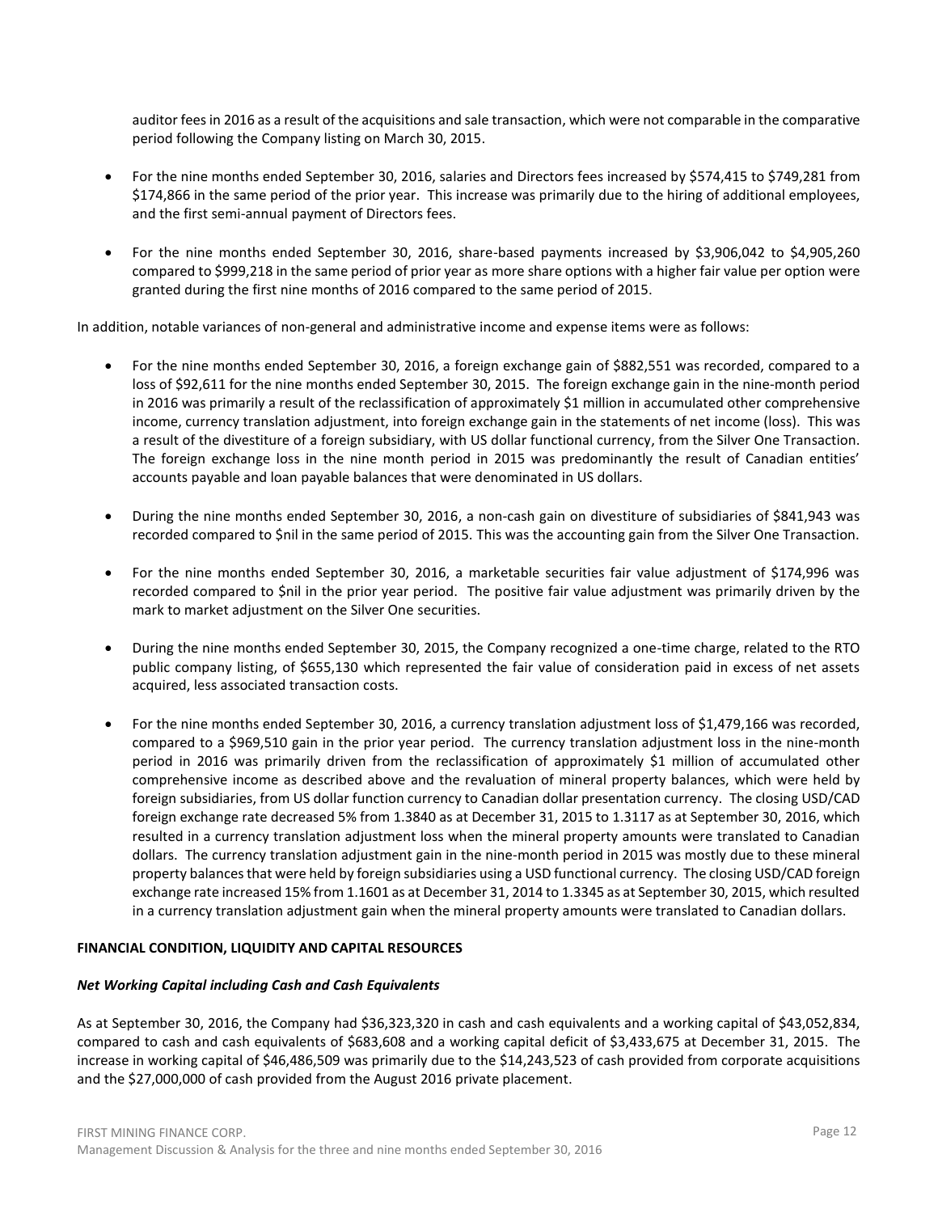auditor fees in 2016 as a result of the acquisitions and sale transaction, which were not comparable in the comparative period following the Company listing on March 30, 2015.

- For the nine months ended September 30, 2016, salaries and Directors fees increased by $574,415 to $749,281 from $174,866 in the same period of the prior year. This increase was primarily due to the hiring of additional employees, and the first semi-annual payment of Directors fees.
- For the nine months ended September 30, 2016, share-based payments increased by $3,906,042 to $4,905,260 compared to $999,218 in the same period of prior year as more share options with a higher fair value per option were granted during the first nine months of 2016 compared to the same period of 2015.

In addition, notable variances of non-general and administrative income and expense items were as follows:

- For the nine months ended September 30, 2016, a foreign exchange gain of $882,551 was recorded, compared to a loss of $92,611 for the nine months ended September 30, 2015. The foreign exchange gain in the nine-month period in 2016 was primarily a result of the reclassification of approximately $1 million in accumulated other comprehensive income, currency translation adjustment, into foreign exchange gain in the statements of net income (loss). This was a result of the divestiture of a foreign subsidiary, with US dollar functional currency, from the Silver One Transaction. The foreign exchange loss in the nine month period in 2015 was predominantly the result of Canadian entities' accounts payable and loan payable balances that were denominated in US dollars.
- During the nine months ended September 30, 2016, a non-cash gain on divestiture of subsidiaries of $841,943 was recorded compared to $nil in the same period of 2015. This was the accounting gain from the Silver One Transaction.
- For the nine months ended September 30, 2016, a marketable securities fair value adjustment of $174,996 was recorded compared to $nil in the prior year period. The positive fair value adjustment was primarily driven by the mark to market adjustment on the Silver One securities.
- During the nine months ended September 30, 2015, the Company recognized a one-time charge, related to the RTO public company listing, of $655,130 which represented the fair value of consideration paid in excess of net assets acquired, less associated transaction costs.
- For the nine months ended September 30, 2016, a currency translation adjustment loss of $1,479,166 was recorded, compared to a $969,510 gain in the prior year period. The currency translation adjustment loss in the nine-month period in 2016 was primarily driven from the reclassification of approximately $1 million of accumulated other comprehensive income as described above and the revaluation of mineral property balances, which were held by foreign subsidiaries, from US dollar function currency to Canadian dollar presentation currency. The closing USD/CAD foreign exchange rate decreased 5% from 1.3840 as at December 31, 2015 to 1.3117 as at September 30, 2016, which resulted in a currency translation adjustment loss when the mineral property amounts were translated to Canadian dollars. The currency translation adjustment gain in the nine-month period in 2015 was mostly due to these mineral property balances that were held by foreign subsidiaries using a USD functional currency. The closing USD/CAD foreign exchange rate increased 15% from 1.1601 as at December 31, 2014 to 1.3345 as at September 30, 2015, which resulted in a currency translation adjustment gain when the mineral property amounts were translated to Canadian dollars.

## FINANCIAL CONDITION, LIQUIDITY AND CAPITAL RESOURCES

### *Net Working Capital including Cash and Cash Equivalents*

As at September 30, 2016, the Company had $36,323,320 in cash and cash equivalents and a working capital of $43,052,834, compared to cash and cash equivalents of $683,608 and a working capital deficit of $3,433,675 at December 31, 2015. The increase in working capital of $46,486,509 was primarily due to the $14,243,523 of cash provided from corporate acquisitions and the $27,000,000 of cash provided from the August 2016 private placement.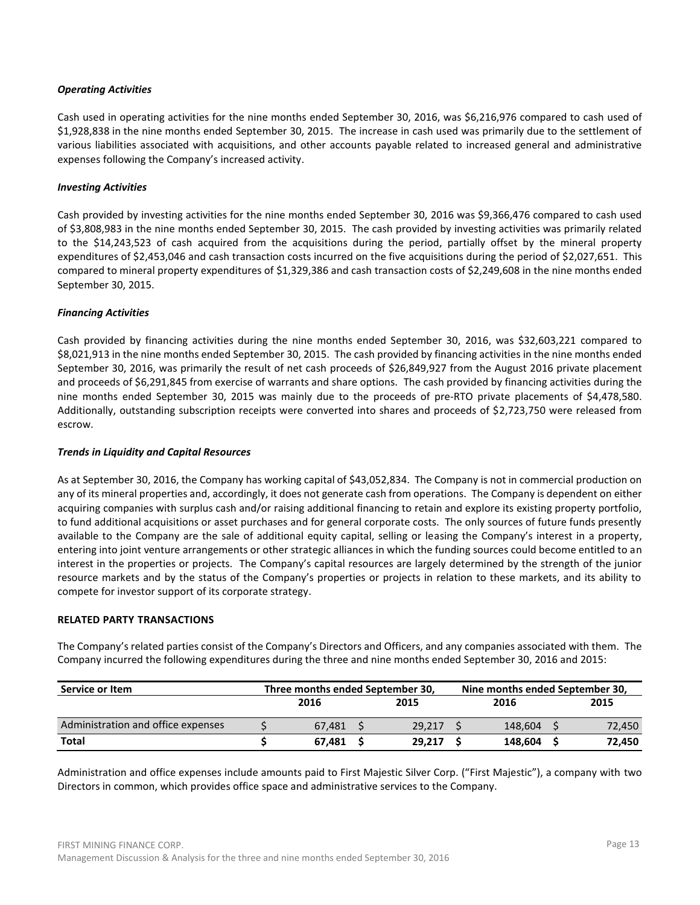***Operating Activities***

Cash used in operating activities for the nine months ended September 30, 2016, was $6,216,976 compared to cash used of $1,928,838 in the nine months ended September 30, 2015. The increase in cash used was primarily due to the settlement of various liabilities associated with acquisitions, and other accounts payable related to increased general and administrative expenses following the Company's increased activity.

***Investing Activities***

Cash provided by investing activities for the nine months ended September 30, 2016 was $9,366,476 compared to cash used of $3,808,983 in the nine months ended September 30, 2015. The cash provided by investing activities was primarily related to the $14,243,523 of cash acquired from the acquisitions during the period, partially offset by the mineral property expenditures of $2,453,046 and cash transaction costs incurred on the five acquisitions during the period of $2,027,651. This compared to mineral property expenditures of $1,329,386 and cash transaction costs of $2,249,608 in the nine months ended September 30, 2015.

***Financing Activities***

Cash provided by financing activities during the nine months ended September 30, 2016, was $32,603,221 compared to $8,021,913 in the nine months ended September 30, 2015. The cash provided by financing activities in the nine months ended September 30, 2016, was primarily the result of net cash proceeds of $26,849,927 from the August 2016 private placement and proceeds of $6,291,845 from exercise of warrants and share options. The cash provided by financing activities during the nine months ended September 30, 2015 was mainly due to the proceeds of pre-RTO private placements of $4,478,580. Additionally, outstanding subscription receipts were converted into shares and proceeds of $2,723,750 were released from escrow.

***Trends in Liquidity and Capital Resources***

As at September 30, 2016, the Company has working capital of $43,052,834. The Company is not in commercial production on any of its mineral properties and, accordingly, it does not generate cash from operations. The Company is dependent on either acquiring companies with surplus cash and/or raising additional financing to retain and explore its existing property portfolio, to fund additional acquisitions or asset purchases and for general corporate costs. The only sources of future funds presently available to the Company are the sale of additional equity capital, selling or leasing the Company's interest in a property, entering into joint venture arrangements or other strategic alliances in which the funding sources could become entitled to an interest in the properties or projects. The Company's capital resources are largely determined by the strength of the junior resource markets and by the status of the Company's properties or projects in relation to these markets, and its ability to compete for investor support of its corporate strategy.

## RELATED PARTY TRANSACTIONS

The Company's related parties consist of the Company's Directors and Officers, and any companies associated with them. The Company incurred the following expenditures during the three and nine months ended September 30, 2016 and 2015:

| Service or Item | Three months ended September 30, | | Nine months ended September 30, | |
|---|---|---|---|---|
| | 2016 | 2015 | 2016 | 2015 |
| Administration and office expenses | $ 67,481 | $ 29,217 | $ 148,604 | $ 72,450 |
| **Total** | **$ 67,481** | **$ 29,217** | **$ 148,604** | **$ 72,450** |

Administration and office expenses include amounts paid to First Majestic Silver Corp. ("First Majestic"), a company with two Directors in common, which provides office space and administrative services to the Company.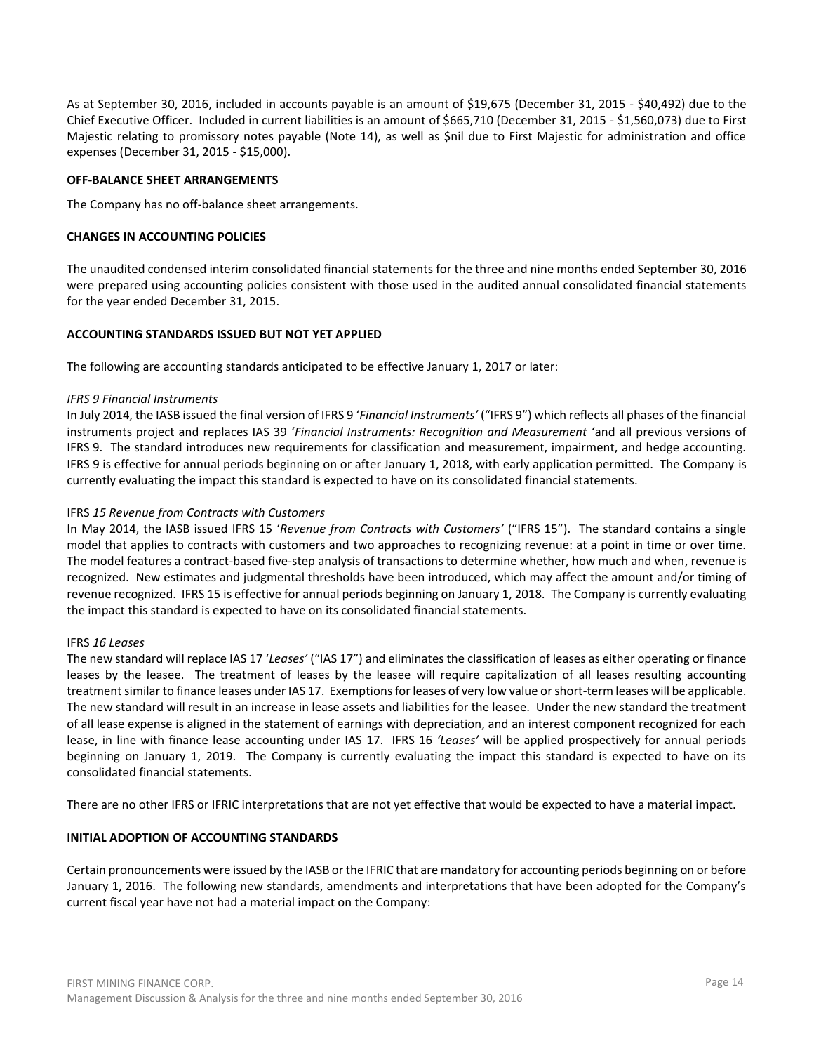As at September 30, 2016, included in accounts payable is an amount of $19,675 (December 31, 2015 - $40,492) due to the Chief Executive Officer. Included in current liabilities is an amount of $665,710 (December 31, 2015 - $1,560,073) due to First Majestic relating to promissory notes payable (Note 14), as well as $nil due to First Majestic for administration and office expenses (December 31, 2015 - $15,000).

**OFF-BALANCE SHEET ARRANGEMENTS**

The Company has no off-balance sheet arrangements.

**CHANGES IN ACCOUNTING POLICIES**

The unaudited condensed interim consolidated financial statements for the three and nine months ended September 30, 2016 were prepared using accounting policies consistent with those used in the audited annual consolidated financial statements for the year ended December 31, 2015.

**ACCOUNTING STANDARDS ISSUED BUT NOT YET APPLIED**

The following are accounting standards anticipated to be effective January 1, 2017 or later:

*IFRS 9 Financial Instruments*

In July 2014, the IASB issued the final version of IFRS 9 '*Financial Instruments'* ("IFRS 9") which reflects all phases of the financial instruments project and replaces IAS 39 '*Financial Instruments: Recognition and Measurement* 'and all previous versions of IFRS 9. The standard introduces new requirements for classification and measurement, impairment, and hedge accounting. IFRS 9 is effective for annual periods beginning on or after January 1, 2018, with early application permitted. The Company is currently evaluating the impact this standard is expected to have on its consolidated financial statements.

IFRS *15 Revenue from Contracts with Customers*

In May 2014, the IASB issued IFRS 15 '*Revenue from Contracts with Customers'* ("IFRS 15"). The standard contains a single model that applies to contracts with customers and two approaches to recognizing revenue: at a point in time or over time. The model features a contract-based five-step analysis of transactions to determine whether, how much and when, revenue is recognized. New estimates and judgmental thresholds have been introduced, which may affect the amount and/or timing of revenue recognized. IFRS 15 is effective for annual periods beginning on January 1, 2018. The Company is currently evaluating the impact this standard is expected to have on its consolidated financial statements.

IFRS *16 Leases*

The new standard will replace IAS 17 '*Leases'* ("IAS 17") and eliminates the classification of leases as either operating or finance leases by the leasee. The treatment of leases by the leasee will require capitalization of all leases resulting accounting treatment similar to finance leases under IAS 17. Exemptions for leases of very low value or short-term leases will be applicable. The new standard will result in an increase in lease assets and liabilities for the leasee. Under the new standard the treatment of all lease expense is aligned in the statement of earnings with depreciation, and an interest component recognized for each lease, in line with finance lease accounting under IAS 17. IFRS 16 *'Leases'* will be applied prospectively for annual periods beginning on January 1, 2019. The Company is currently evaluating the impact this standard is expected to have on its consolidated financial statements.

There are no other IFRS or IFRIC interpretations that are not yet effective that would be expected to have a material impact.

**INITIAL ADOPTION OF ACCOUNTING STANDARDS**

Certain pronouncements were issued by the IASB or the IFRIC that are mandatory for accounting periods beginning on or before January 1, 2016. The following new standards, amendments and interpretations that have been adopted for the Company's current fiscal year have not had a material impact on the Company: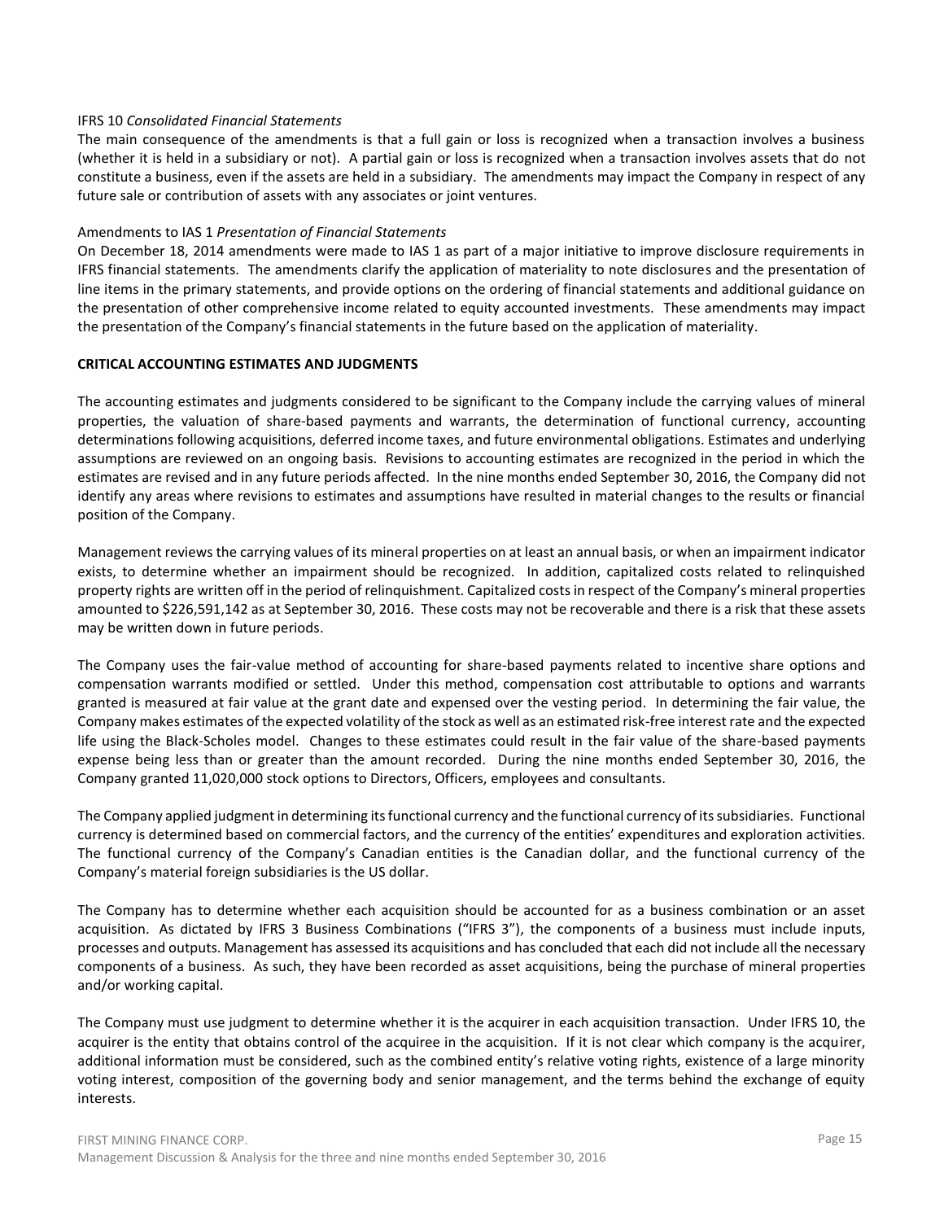IFRS 10 *Consolidated Financial Statements*

The main consequence of the amendments is that a full gain or loss is recognized when a transaction involves a business (whether it is held in a subsidiary or not). A partial gain or loss is recognized when a transaction involves assets that do not constitute a business, even if the assets are held in a subsidiary. The amendments may impact the Company in respect of any future sale or contribution of assets with any associates or joint ventures.

Amendments to IAS 1 *Presentation of Financial Statements*

On December 18, 2014 amendments were made to IAS 1 as part of a major initiative to improve disclosure requirements in IFRS financial statements. The amendments clarify the application of materiality to note disclosures and the presentation of line items in the primary statements, and provide options on the ordering of financial statements and additional guidance on the presentation of other comprehensive income related to equity accounted investments. These amendments may impact the presentation of the Company's financial statements in the future based on the application of materiality.

**CRITICAL ACCOUNTING ESTIMATES AND JUDGMENTS**

The accounting estimates and judgments considered to be significant to the Company include the carrying values of mineral properties, the valuation of share-based payments and warrants, the determination of functional currency, accounting determinations following acquisitions, deferred income taxes, and future environmental obligations. Estimates and underlying assumptions are reviewed on an ongoing basis. Revisions to accounting estimates are recognized in the period in which the estimates are revised and in any future periods affected. In the nine months ended September 30, 2016, the Company did not identify any areas where revisions to estimates and assumptions have resulted in material changes to the results or financial position of the Company.

Management reviews the carrying values of its mineral properties on at least an annual basis, or when an impairment indicator exists, to determine whether an impairment should be recognized. In addition, capitalized costs related to relinquished property rights are written off in the period of relinquishment. Capitalized costs in respect of the Company's mineral properties amounted to $226,591,142 as at September 30, 2016. These costs may not be recoverable and there is a risk that these assets may be written down in future periods.

The Company uses the fair-value method of accounting for share-based payments related to incentive share options and compensation warrants modified or settled. Under this method, compensation cost attributable to options and warrants granted is measured at fair value at the grant date and expensed over the vesting period. In determining the fair value, the Company makes estimates of the expected volatility of the stock as well as an estimated risk-free interest rate and the expected life using the Black-Scholes model. Changes to these estimates could result in the fair value of the share-based payments expense being less than or greater than the amount recorded. During the nine months ended September 30, 2016, the Company granted 11,020,000 stock options to Directors, Officers, employees and consultants.

The Company applied judgment in determining its functional currency and the functional currency of its subsidiaries. Functional currency is determined based on commercial factors, and the currency of the entities' expenditures and exploration activities. The functional currency of the Company's Canadian entities is the Canadian dollar, and the functional currency of the Company's material foreign subsidiaries is the US dollar.

The Company has to determine whether each acquisition should be accounted for as a business combination or an asset acquisition. As dictated by IFRS 3 Business Combinations ("IFRS 3"), the components of a business must include inputs, processes and outputs. Management has assessed its acquisitions and has concluded that each did not include all the necessary components of a business. As such, they have been recorded as asset acquisitions, being the purchase of mineral properties and/or working capital.

The Company must use judgment to determine whether it is the acquirer in each acquisition transaction. Under IFRS 10, the acquirer is the entity that obtains control of the acquiree in the acquisition. If it is not clear which company is the acquirer, additional information must be considered, such as the combined entity's relative voting rights, existence of a large minority voting interest, composition of the governing body and senior management, and the terms behind the exchange of equity interests.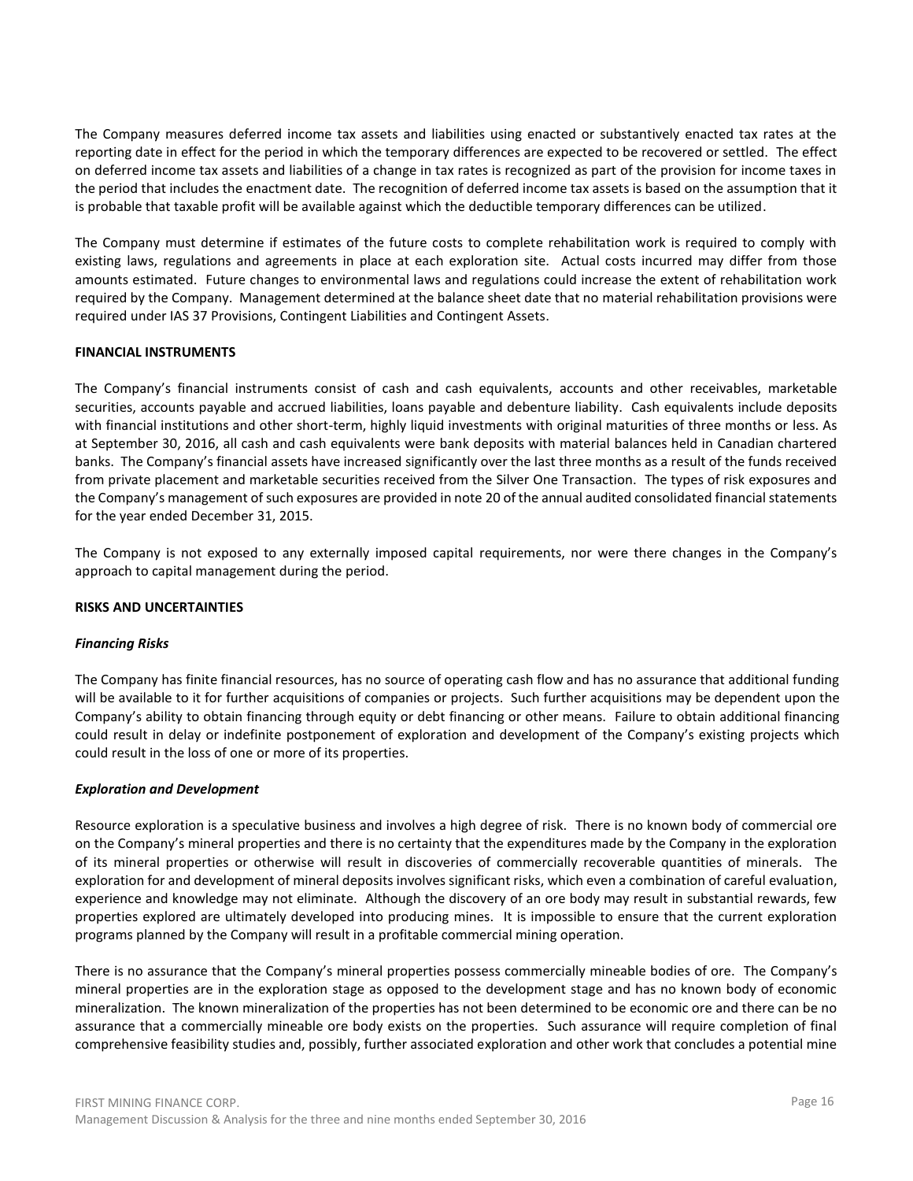The Company measures deferred income tax assets and liabilities using enacted or substantively enacted tax rates at the reporting date in effect for the period in which the temporary differences are expected to be recovered or settled. The effect on deferred income tax assets and liabilities of a change in tax rates is recognized as part of the provision for income taxes in the period that includes the enactment date. The recognition of deferred income tax assets is based on the assumption that it is probable that taxable profit will be available against which the deductible temporary differences can be utilized.

The Company must determine if estimates of the future costs to complete rehabilitation work is required to comply with existing laws, regulations and agreements in place at each exploration site. Actual costs incurred may differ from those amounts estimated. Future changes to environmental laws and regulations could increase the extent of rehabilitation work required by the Company. Management determined at the balance sheet date that no material rehabilitation provisions were required under IAS 37 Provisions, Contingent Liabilities and Contingent Assets.

## FINANCIAL INSTRUMENTS

The Company's financial instruments consist of cash and cash equivalents, accounts and other receivables, marketable securities, accounts payable and accrued liabilities, loans payable and debenture liability. Cash equivalents include deposits with financial institutions and other short-term, highly liquid investments with original maturities of three months or less. As at September 30, 2016, all cash and cash equivalents were bank deposits with material balances held in Canadian chartered banks. The Company's financial assets have increased significantly over the last three months as a result of the funds received from private placement and marketable securities received from the Silver One Transaction. The types of risk exposures and the Company's management of such exposures are provided in note 20 of the annual audited consolidated financial statements for the year ended December 31, 2015.

The Company is not exposed to any externally imposed capital requirements, nor were there changes in the Company's approach to capital management during the period.

## RISKS AND UNCERTAINTIES

### *Financing Risks*

The Company has finite financial resources, has no source of operating cash flow and has no assurance that additional funding will be available to it for further acquisitions of companies or projects. Such further acquisitions may be dependent upon the Company's ability to obtain financing through equity or debt financing or other means. Failure to obtain additional financing could result in delay or indefinite postponement of exploration and development of the Company's existing projects which could result in the loss of one or more of its properties.

### *Exploration and Development*

Resource exploration is a speculative business and involves a high degree of risk. There is no known body of commercial ore on the Company's mineral properties and there is no certainty that the expenditures made by the Company in the exploration of its mineral properties or otherwise will result in discoveries of commercially recoverable quantities of minerals. The exploration for and development of mineral deposits involves significant risks, which even a combination of careful evaluation, experience and knowledge may not eliminate. Although the discovery of an ore body may result in substantial rewards, few properties explored are ultimately developed into producing mines. It is impossible to ensure that the current exploration programs planned by the Company will result in a profitable commercial mining operation.

There is no assurance that the Company's mineral properties possess commercially mineable bodies of ore. The Company's mineral properties are in the exploration stage as opposed to the development stage and has no known body of economic mineralization. The known mineralization of the properties has not been determined to be economic ore and there can be no assurance that a commercially mineable ore body exists on the properties. Such assurance will require completion of final comprehensive feasibility studies and, possibly, further associated exploration and other work that concludes a potential mine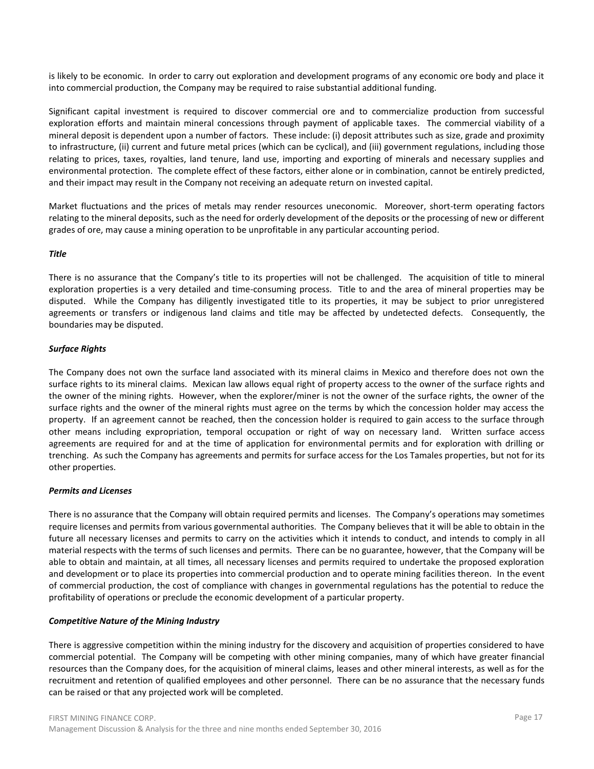is likely to be economic. In order to carry out exploration and development programs of any economic ore body and place it into commercial production, the Company may be required to raise substantial additional funding.

Significant capital investment is required to discover commercial ore and to commercialize production from successful exploration efforts and maintain mineral concessions through payment of applicable taxes. The commercial viability of a mineral deposit is dependent upon a number of factors. These include: (i) deposit attributes such as size, grade and proximity to infrastructure, (ii) current and future metal prices (which can be cyclical), and (iii) government regulations, including those relating to prices, taxes, royalties, land tenure, land use, importing and exporting of minerals and necessary supplies and environmental protection. The complete effect of these factors, either alone or in combination, cannot be entirely predicted, and their impact may result in the Company not receiving an adequate return on invested capital.

Market fluctuations and the prices of metals may render resources uneconomic. Moreover, short-term operating factors relating to the mineral deposits, such as the need for orderly development of the deposits or the processing of new or different grades of ore, may cause a mining operation to be unprofitable in any particular accounting period.

***Title***

There is no assurance that the Company's title to its properties will not be challenged. The acquisition of title to mineral exploration properties is a very detailed and time-consuming process. Title to and the area of mineral properties may be disputed. While the Company has diligently investigated title to its properties, it may be subject to prior unregistered agreements or transfers or indigenous land claims and title may be affected by undetected defects. Consequently, the boundaries may be disputed.

***Surface Rights***

The Company does not own the surface land associated with its mineral claims in Mexico and therefore does not own the surface rights to its mineral claims. Mexican law allows equal right of property access to the owner of the surface rights and the owner of the mining rights. However, when the explorer/miner is not the owner of the surface rights, the owner of the surface rights and the owner of the mineral rights must agree on the terms by which the concession holder may access the property. If an agreement cannot be reached, then the concession holder is required to gain access to the surface through other means including expropriation, temporal occupation or right of way on necessary land. Written surface access agreements are required for and at the time of application for environmental permits and for exploration with drilling or trenching. As such the Company has agreements and permits for surface access for the Los Tamales properties, but not for its other properties.

***Permits and Licenses***

There is no assurance that the Company will obtain required permits and licenses. The Company's operations may sometimes require licenses and permits from various governmental authorities. The Company believes that it will be able to obtain in the future all necessary licenses and permits to carry on the activities which it intends to conduct, and intends to comply in all material respects with the terms of such licenses and permits. There can be no guarantee, however, that the Company will be able to obtain and maintain, at all times, all necessary licenses and permits required to undertake the proposed exploration and development or to place its properties into commercial production and to operate mining facilities thereon. In the event of commercial production, the cost of compliance with changes in governmental regulations has the potential to reduce the profitability of operations or preclude the economic development of a particular property.

***Competitive Nature of the Mining Industry***

There is aggressive competition within the mining industry for the discovery and acquisition of properties considered to have commercial potential. The Company will be competing with other mining companies, many of which have greater financial resources than the Company does, for the acquisition of mineral claims, leases and other mineral interests, as well as for the recruitment and retention of qualified employees and other personnel. There can be no assurance that the necessary funds can be raised or that any projected work will be completed.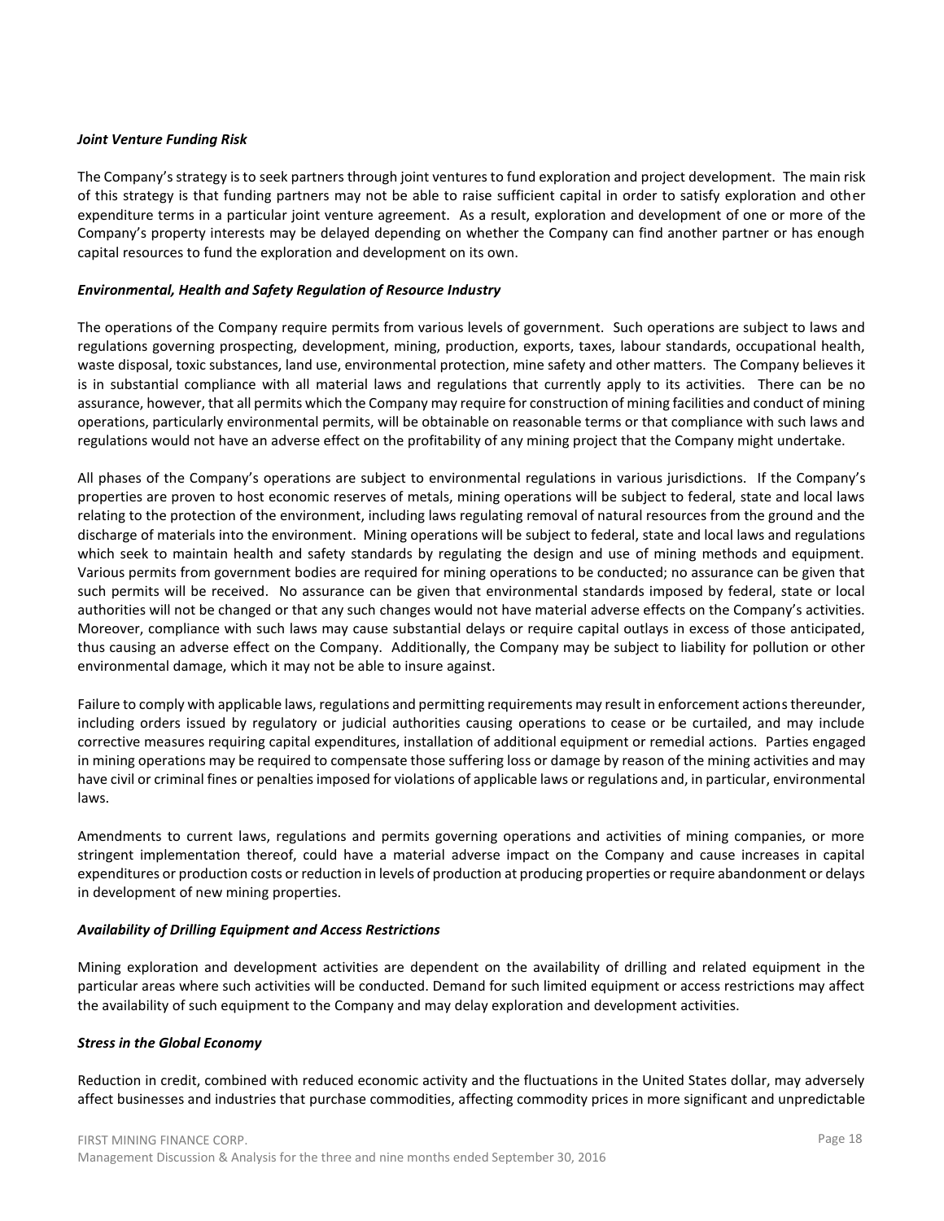***Joint Venture Funding Risk***

The Company's strategy is to seek partners through joint ventures to fund exploration and project development. The main risk of this strategy is that funding partners may not be able to raise sufficient capital in order to satisfy exploration and other expenditure terms in a particular joint venture agreement. As a result, exploration and development of one or more of the Company's property interests may be delayed depending on whether the Company can find another partner or has enough capital resources to fund the exploration and development on its own.

***Environmental, Health and Safety Regulation of Resource Industry***

The operations of the Company require permits from various levels of government. Such operations are subject to laws and regulations governing prospecting, development, mining, production, exports, taxes, labour standards, occupational health, waste disposal, toxic substances, land use, environmental protection, mine safety and other matters. The Company believes it is in substantial compliance with all material laws and regulations that currently apply to its activities. There can be no assurance, however, that all permits which the Company may require for construction of mining facilities and conduct of mining operations, particularly environmental permits, will be obtainable on reasonable terms or that compliance with such laws and regulations would not have an adverse effect on the profitability of any mining project that the Company might undertake.

All phases of the Company's operations are subject to environmental regulations in various jurisdictions. If the Company's properties are proven to host economic reserves of metals, mining operations will be subject to federal, state and local laws relating to the protection of the environment, including laws regulating removal of natural resources from the ground and the discharge of materials into the environment. Mining operations will be subject to federal, state and local laws and regulations which seek to maintain health and safety standards by regulating the design and use of mining methods and equipment. Various permits from government bodies are required for mining operations to be conducted; no assurance can be given that such permits will be received. No assurance can be given that environmental standards imposed by federal, state or local authorities will not be changed or that any such changes would not have material adverse effects on the Company's activities. Moreover, compliance with such laws may cause substantial delays or require capital outlays in excess of those anticipated, thus causing an adverse effect on the Company. Additionally, the Company may be subject to liability for pollution or other environmental damage, which it may not be able to insure against.

Failure to comply with applicable laws, regulations and permitting requirements may result in enforcement actions thereunder, including orders issued by regulatory or judicial authorities causing operations to cease or be curtailed, and may include corrective measures requiring capital expenditures, installation of additional equipment or remedial actions. Parties engaged in mining operations may be required to compensate those suffering loss or damage by reason of the mining activities and may have civil or criminal fines or penalties imposed for violations of applicable laws or regulations and, in particular, environmental laws.

Amendments to current laws, regulations and permits governing operations and activities of mining companies, or more stringent implementation thereof, could have a material adverse impact on the Company and cause increases in capital expenditures or production costs or reduction in levels of production at producing properties or require abandonment or delays in development of new mining properties.

***Availability of Drilling Equipment and Access Restrictions***

Mining exploration and development activities are dependent on the availability of drilling and related equipment in the particular areas where such activities will be conducted. Demand for such limited equipment or access restrictions may affect the availability of such equipment to the Company and may delay exploration and development activities.

***Stress in the Global Economy***

Reduction in credit, combined with reduced economic activity and the fluctuations in the United States dollar, may adversely affect businesses and industries that purchase commodities, affecting commodity prices in more significant and unpredictable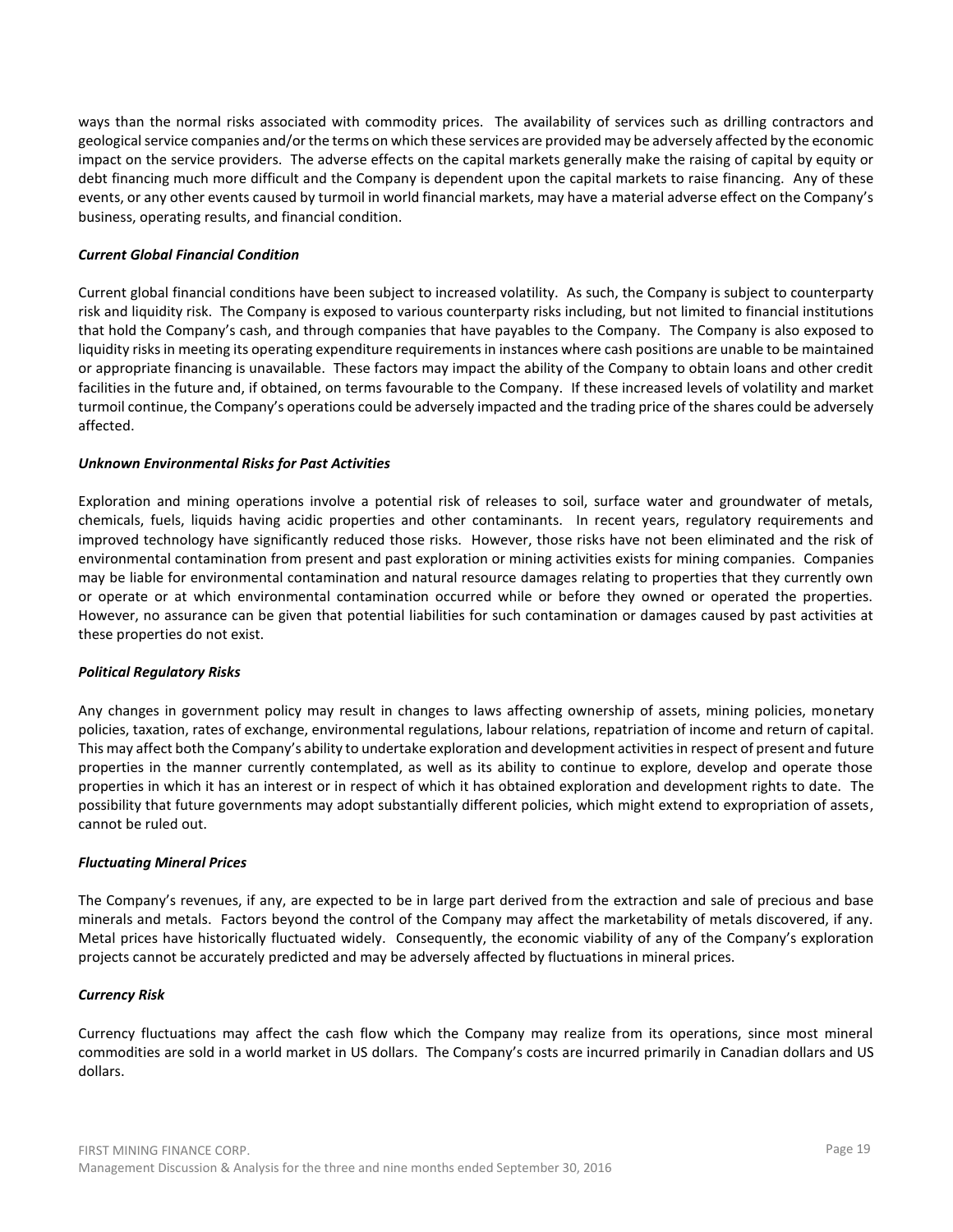ways than the normal risks associated with commodity prices. The availability of services such as drilling contractors and geological service companies and/or the terms on which these services are provided may be adversely affected by the economic impact on the service providers. The adverse effects on the capital markets generally make the raising of capital by equity or debt financing much more difficult and the Company is dependent upon the capital markets to raise financing. Any of these events, or any other events caused by turmoil in world financial markets, may have a material adverse effect on the Company's business, operating results, and financial condition.

***Current Global Financial Condition***

Current global financial conditions have been subject to increased volatility. As such, the Company is subject to counterparty risk and liquidity risk. The Company is exposed to various counterparty risks including, but not limited to financial institutions that hold the Company's cash, and through companies that have payables to the Company. The Company is also exposed to liquidity risks in meeting its operating expenditure requirements in instances where cash positions are unable to be maintained or appropriate financing is unavailable. These factors may impact the ability of the Company to obtain loans and other credit facilities in the future and, if obtained, on terms favourable to the Company. If these increased levels of volatility and market turmoil continue, the Company's operations could be adversely impacted and the trading price of the shares could be adversely affected.

***Unknown Environmental Risks for Past Activities***

Exploration and mining operations involve a potential risk of releases to soil, surface water and groundwater of metals, chemicals, fuels, liquids having acidic properties and other contaminants. In recent years, regulatory requirements and improved technology have significantly reduced those risks. However, those risks have not been eliminated and the risk of environmental contamination from present and past exploration or mining activities exists for mining companies. Companies may be liable for environmental contamination and natural resource damages relating to properties that they currently own or operate or at which environmental contamination occurred while or before they owned or operated the properties. However, no assurance can be given that potential liabilities for such contamination or damages caused by past activities at these properties do not exist.

***Political Regulatory Risks***

Any changes in government policy may result in changes to laws affecting ownership of assets, mining policies, monetary policies, taxation, rates of exchange, environmental regulations, labour relations, repatriation of income and return of capital. This may affect both the Company's ability to undertake exploration and development activities in respect of present and future properties in the manner currently contemplated, as well as its ability to continue to explore, develop and operate those properties in which it has an interest or in respect of which it has obtained exploration and development rights to date. The possibility that future governments may adopt substantially different policies, which might extend to expropriation of assets, cannot be ruled out.

***Fluctuating Mineral Prices***

The Company's revenues, if any, are expected to be in large part derived from the extraction and sale of precious and base minerals and metals. Factors beyond the control of the Company may affect the marketability of metals discovered, if any. Metal prices have historically fluctuated widely. Consequently, the economic viability of any of the Company's exploration projects cannot be accurately predicted and may be adversely affected by fluctuations in mineral prices.

***Currency Risk***

Currency fluctuations may affect the cash flow which the Company may realize from its operations, since most mineral commodities are sold in a world market in US dollars. The Company's costs are incurred primarily in Canadian dollars and US dollars.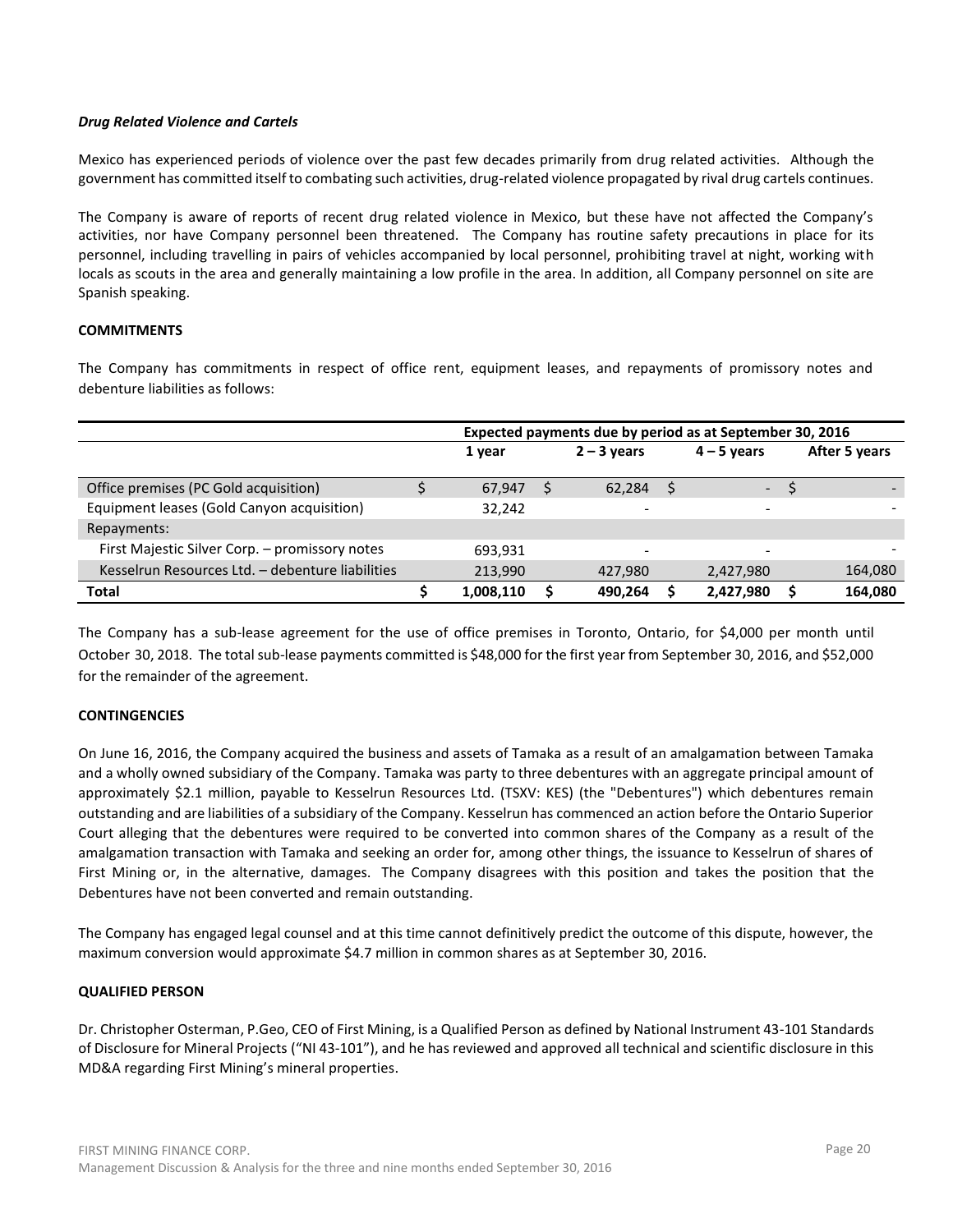***Drug Related Violence and Cartels***

Mexico has experienced periods of violence over the past few decades primarily from drug related activities. Although the government has committed itself to combating such activities, drug-related violence propagated by rival drug cartels continues.

The Company is aware of reports of recent drug related violence in Mexico, but these have not affected the Company's activities, nor have Company personnel been threatened. The Company has routine safety precautions in place for its personnel, including travelling in pairs of vehicles accompanied by local personnel, prohibiting travel at night, working with locals as scouts in the area and generally maintaining a low profile in the area. In addition, all Company personnel on site are Spanish speaking.

**COMMITMENTS**

The Company has commitments in respect of office rent, equipment leases, and repayments of promissory notes and debenture liabilities as follows:

| | Expected payments due by period as at September 30, 2016 | | | |
|---|---|---|---|---|
| | 1 year | 2 – 3 years | 4 – 5 years | After 5 years |
| Office premises (PC Gold acquisition) | $ 67,947 | $ 62,284 | $ - | $ - |
| Equipment leases (Gold Canyon acquisition) | 32,242 | - | - | - |
| Repayments: | | | | |
| First Majestic Silver Corp. – promissory notes | 693,931 | - | - | - |
| Kesselrun Resources Ltd. – debenture liabilities | 213,990 | 427,980 | 2,427,980 | 164,080 |
| **Total** | **$ 1,008,110** | **$ 490,264** | **$ 2,427,980** | **$ 164,080** |

The Company has a sub-lease agreement for the use of office premises in Toronto, Ontario, for $4,000 per month until October 30, 2018. The total sub-lease payments committed is $48,000 for the first year from September 30, 2016, and $52,000 for the remainder of the agreement.

**CONTINGENCIES**

On June 16, 2016, the Company acquired the business and assets of Tamaka as a result of an amalgamation between Tamaka and a wholly owned subsidiary of the Company. Tamaka was party to three debentures with an aggregate principal amount of approximately $2.1 million, payable to Kesselrun Resources Ltd. (TSXV: KES) (the "Debentures") which debentures remain outstanding and are liabilities of a subsidiary of the Company. Kesselrun has commenced an action before the Ontario Superior Court alleging that the debentures were required to be converted into common shares of the Company as a result of the amalgamation transaction with Tamaka and seeking an order for, among other things, the issuance to Kesselrun of shares of First Mining or, in the alternative, damages. The Company disagrees with this position and takes the position that the Debentures have not been converted and remain outstanding.

The Company has engaged legal counsel and at this time cannot definitively predict the outcome of this dispute, however, the maximum conversion would approximate $4.7 million in common shares as at September 30, 2016.

**QUALIFIED PERSON**

Dr. Christopher Osterman, P.Geo, CEO of First Mining, is a Qualified Person as defined by National Instrument 43-101 Standards of Disclosure for Mineral Projects ("NI 43-101"), and he has reviewed and approved all technical and scientific disclosure in this MD&A regarding First Mining's mineral properties.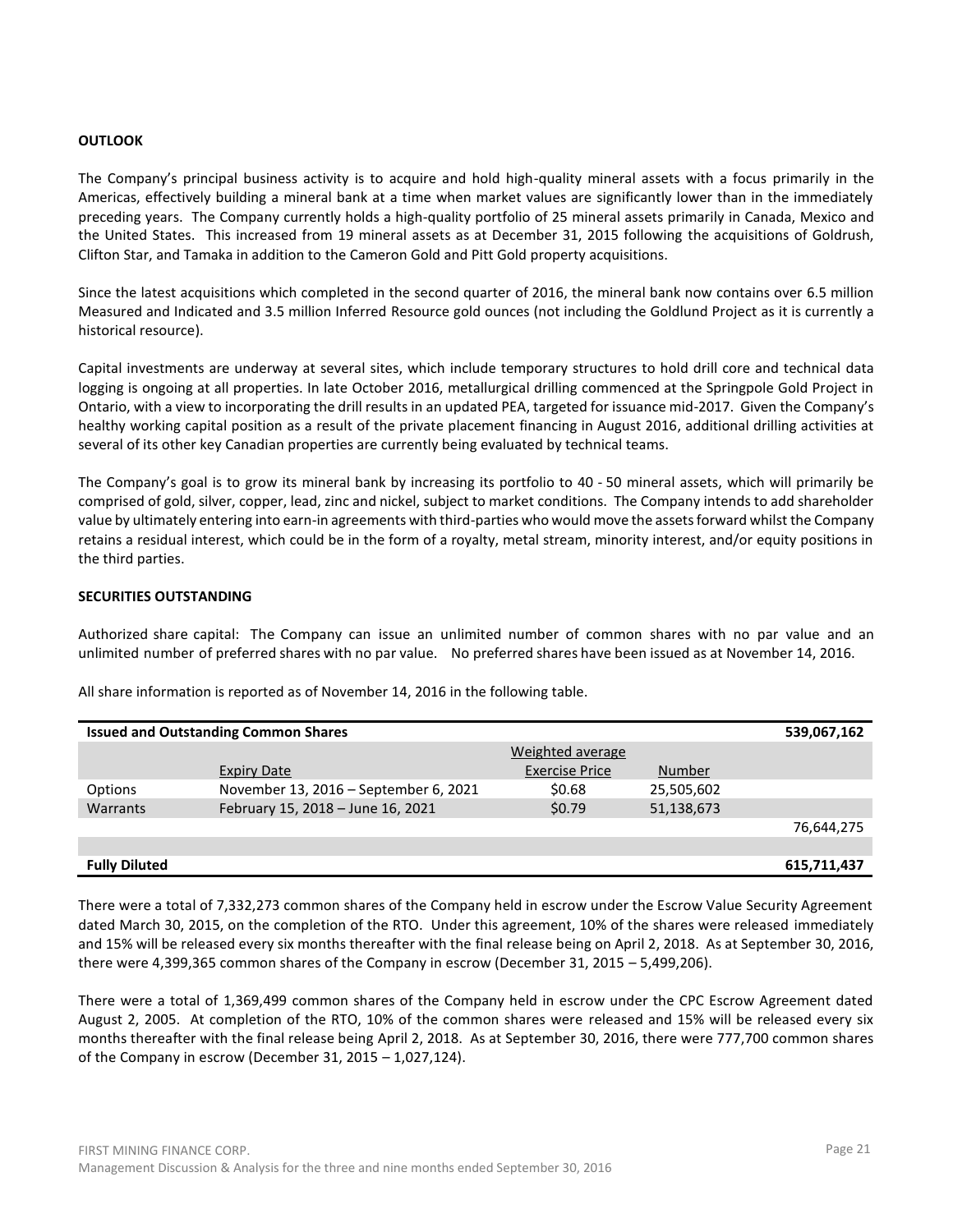## OUTLOOK

The Company's principal business activity is to acquire and hold high-quality mineral assets with a focus primarily in the Americas, effectively building a mineral bank at a time when market values are significantly lower than in the immediately preceding years. The Company currently holds a high-quality portfolio of 25 mineral assets primarily in Canada, Mexico and the United States. This increased from 19 mineral assets as at December 31, 2015 following the acquisitions of Goldrush, Clifton Star, and Tamaka in addition to the Cameron Gold and Pitt Gold property acquisitions.

Since the latest acquisitions which completed in the second quarter of 2016, the mineral bank now contains over 6.5 million Measured and Indicated and 3.5 million Inferred Resource gold ounces (not including the Goldlund Project as it is currently a historical resource).

Capital investments are underway at several sites, which include temporary structures to hold drill core and technical data logging is ongoing at all properties. In late October 2016, metallurgical drilling commenced at the Springpole Gold Project in Ontario, with a view to incorporating the drill results in an updated PEA, targeted for issuance mid-2017. Given the Company's healthy working capital position as a result of the private placement financing in August 2016, additional drilling activities at several of its other key Canadian properties are currently being evaluated by technical teams.

The Company's goal is to grow its mineral bank by increasing its portfolio to 40 - 50 mineral assets, which will primarily be comprised of gold, silver, copper, lead, zinc and nickel, subject to market conditions. The Company intends to add shareholder value by ultimately entering into earn-in agreements with third-parties who would move the assets forward whilst the Company retains a residual interest, which could be in the form of a royalty, metal stream, minority interest, and/or equity positions in the third parties.

## SECURITIES OUTSTANDING

Authorized share capital: The Company can issue an unlimited number of common shares with no par value and an unlimited number of preferred shares with no par value. No preferred shares have been issued as at November 14, 2016.

All share information is reported as of November 14, 2016 in the following table.

| **Issued and Outstanding Common Shares** | | | | **539,067,162** |
|---|---|---|---|---|
| | Expiry Date | Weighted average Exercise Price | Number | |
| Options | November 13, 2016 – September 6, 2021 | $0.68 | 25,505,602 | |
| Warrants | February 15, 2018 – June 16, 2021 | $0.79 | 51,138,673 | |
| | | | | 76,644,275 |
| | | | | |
| **Fully Diluted** | | | | **615,711,437** |

There were a total of 7,332,273 common shares of the Company held in escrow under the Escrow Value Security Agreement dated March 30, 2015, on the completion of the RTO. Under this agreement, 10% of the shares were released immediately and 15% will be released every six months thereafter with the final release being on April 2, 2018. As at September 30, 2016, there were 4,399,365 common shares of the Company in escrow (December 31, 2015 – 5,499,206).

There were a total of 1,369,499 common shares of the Company held in escrow under the CPC Escrow Agreement dated August 2, 2005. At completion of the RTO, 10% of the common shares were released and 15% will be released every six months thereafter with the final release being April 2, 2018. As at September 30, 2016, there were 777,700 common shares of the Company in escrow (December 31, 2015 – 1,027,124).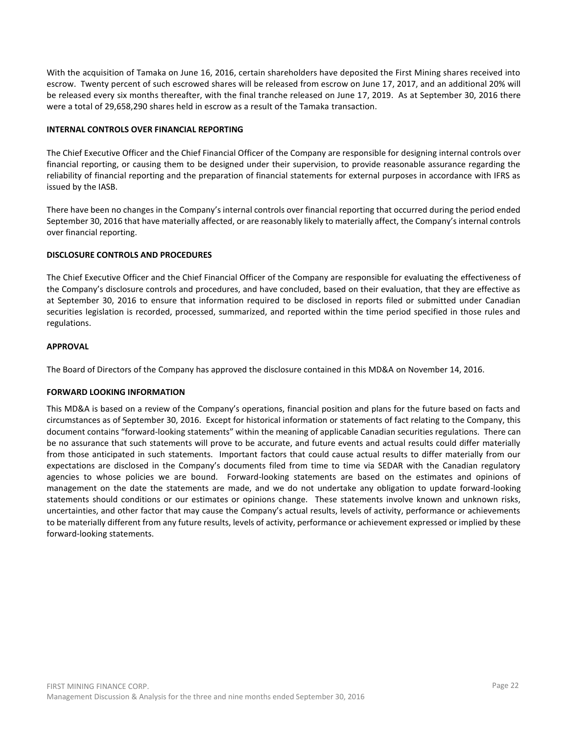With the acquisition of Tamaka on June 16, 2016, certain shareholders have deposited the First Mining shares received into escrow. Twenty percent of such escrowed shares will be released from escrow on June 17, 2017, and an additional 20% will be released every six months thereafter, with the final tranche released on June 17, 2019. As at September 30, 2016 there were a total of 29,658,290 shares held in escrow as a result of the Tamaka transaction.

## INTERNAL CONTROLS OVER FINANCIAL REPORTING

The Chief Executive Officer and the Chief Financial Officer of the Company are responsible for designing internal controls over financial reporting, or causing them to be designed under their supervision, to provide reasonable assurance regarding the reliability of financial reporting and the preparation of financial statements for external purposes in accordance with IFRS as issued by the IASB.

There have been no changes in the Company's internal controls over financial reporting that occurred during the period ended September 30, 2016 that have materially affected, or are reasonably likely to materially affect, the Company's internal controls over financial reporting.

## DISCLOSURE CONTROLS AND PROCEDURES

The Chief Executive Officer and the Chief Financial Officer of the Company are responsible for evaluating the effectiveness of the Company's disclosure controls and procedures, and have concluded, based on their evaluation, that they are effective as at September 30, 2016 to ensure that information required to be disclosed in reports filed or submitted under Canadian securities legislation is recorded, processed, summarized, and reported within the time period specified in those rules and regulations.

## APPROVAL

The Board of Directors of the Company has approved the disclosure contained in this MD&A on November 14, 2016.

## FORWARD LOOKING INFORMATION

This MD&A is based on a review of the Company's operations, financial position and plans for the future based on facts and circumstances as of September 30, 2016. Except for historical information or statements of fact relating to the Company, this document contains "forward-looking statements" within the meaning of applicable Canadian securities regulations. There can be no assurance that such statements will prove to be accurate, and future events and actual results could differ materially from those anticipated in such statements. Important factors that could cause actual results to differ materially from our expectations are disclosed in the Company's documents filed from time to time via SEDAR with the Canadian regulatory agencies to whose policies we are bound. Forward-looking statements are based on the estimates and opinions of management on the date the statements are made, and we do not undertake any obligation to update forward-looking statements should conditions or our estimates or opinions change. These statements involve known and unknown risks, uncertainties, and other factor that may cause the Company's actual results, levels of activity, performance or achievements to be materially different from any future results, levels of activity, performance or achievement expressed or implied by these forward-looking statements.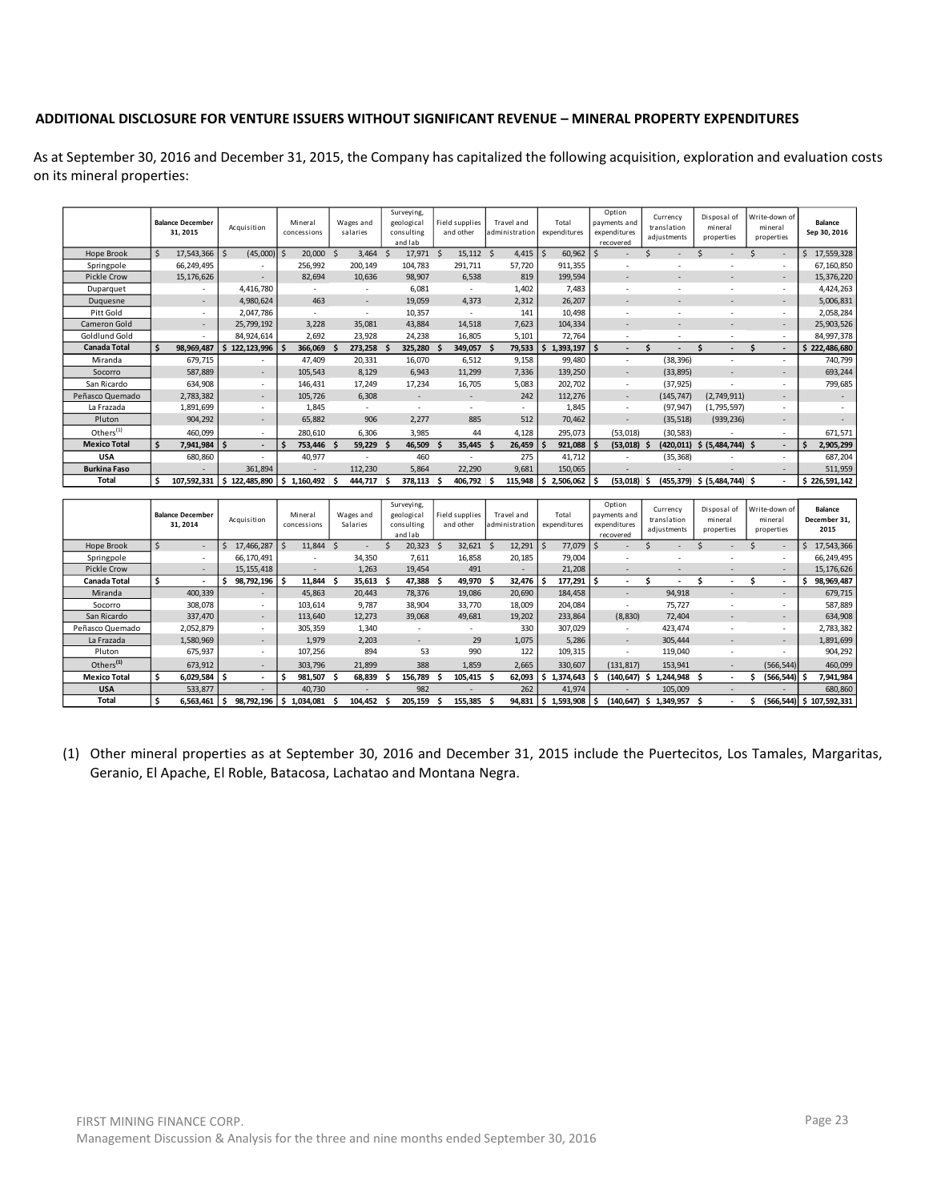## ADDITIONAL DISCLOSURE FOR VENTURE ISSUERS WITHOUT SIGNIFICANT REVENUE – MINERAL PROPERTY EXPENDITURES

As at September 30, 2016 and December 31, 2015, the Company has capitalized the following acquisition, exploration and evaluation costs on its mineral properties:

| | Balance December 31, 2015 | Acquisition | Mineral concessions | Wages and salaries | Surveying, geological consulting and lab | Field supplies and other | Travel and administration | Total expenditures | Option payments and expenditures recovered | Currency translation adjustments | Disposal of mineral properties | Write-down of mineral properties | Balance Sep 30, 2016 |
|---|---|---|---|---|---|---|---|---|---|---|---|---|---|
| Hope Brook | $ 17,543,366 | $ (45,000) | $ 20,000 | $ 3,464 | $ 17,971 | $ 15,112 | $ 4,415 | $ 60,962 | $ - | $ - | $ - | $ - | $ 17,559,328 |
| Springpole | 66,249,495 | - | 256,992 | 200,149 | 104,783 | 291,711 | 57,720 | 911,355 | - | - | - | - | 67,160,850 |
| Pickle Crow | 15,176,626 | - | 82,694 | 10,636 | 98,907 | 6,538 | 819 | 199,594 | - | - | - | - | 15,376,220 |
| Duparquet | - | 4,416,780 | - | - | 6,081 | - | 1,402 | 7,483 | - | - | - | - | 4,424,263 |
| Duquesne | - | 4,980,624 | 463 | - | 19,059 | 4,373 | 2,312 | 26,207 | - | - | - | - | 5,006,831 |
| Pitt Gold | - | 2,047,786 | - | - | 10,357 | - | 141 | 10,498 | - | - | - | - | 2,058,284 |
| Cameron Gold | - | 25,799,192 | 3,228 | 35,081 | 43,884 | 14,518 | 7,623 | 104,334 | - | - | - | - | 25,903,526 |
| Goldlund Gold | - | 84,924,614 | 2,692 | 23,928 | 24,238 | 16,805 | 5,101 | 72,764 | - | - | - | - | 84,997,378 |
| **Canada Total** | **$ 98,969,487** | **$ 122,123,996** | **$ 366,069** | **$ 273,258** | **$ 325,280** | **$ 349,057** | **$ 79,533** | **$ 1,393,197** | **$ -** | **$ -** | **$ -** | **$ -** | **$ 222,486,680** |
| Miranda | 679,715 | - | 47,409 | 20,331 | 16,070 | 6,512 | 9,158 | 99,480 | - | (38,396) | - | - | 740,799 |
| Socorro | 587,889 | - | 105,543 | 8,129 | 6,943 | 11,299 | 7,336 | 139,250 | - | (33,895) | - | - | 693,244 |
| San Ricardo | 634,908 | - | 146,431 | 17,249 | 17,234 | 16,705 | 5,083 | 202,702 | - | (37,925) | - | - | 799,685 |
| Peñasco Quemado | 2,783,382 | - | 105,726 | 6,308 | - | - | 242 | 112,276 | - | (145,747) | (2,749,911) | - | - |
| La Frazada | 1,891,699 | - | 1,845 | - | - | - | - | 1,845 | - | (97,947) | (1,795,597) | - | - |
| Pluton | 904,292 | - | 65,882 | 906 | 2,277 | 885 | 512 | 70,462 | - | (35,518) | (939,236) | - | - |
| Others[(1)] | 460,099 | - | 280,610 | 6,306 | 3,985 | 44 | 4,128 | 295,073 | (53,018) | (30,583) | - | - | 671,571 |
| **Mexico Total** | **$ 7,941,984** | **$ -** | **$ 753,446** | **$ 59,229** | **$ 46,509** | **$ 35,445** | **$ 26,459** | **$ 921,088** | **$ (53,018)** | **$ (420,011)** | **$ (5,484,744)** | **$ -** | **$ 2,905,299** |
| **USA** | 680,860 | - | 40,977 | - | 460 | - | 275 | 41,712 | - | (35,368) | - | - | 687,204 |
| **Burkina Faso** | - | 361,894 | - | 112,230 | 5,864 | 22,290 | 9,681 | 150,065 | - | - | - | - | 511,959 |
| **Total** | **$ 107,592,331** | **$ 122,485,890** | **$ 1,160,492** | **$ 444,717** | **$ 378,113** | **$ 406,792** | **$ 115,948** | **$ 2,506,062** | **$ (53,018)** | **$ (455,379)** | **$ (5,484,744)** | **$ -** | **$ 226,591,142** |

| | Balance December 31, 2014 | Acquisition | Mineral concessions | Wages and Salaries | Surveying, geological consulting and lab | Field supplies and other | Travel and administration | Total expenditures | Option payments and expenditures recovered | Currency translation adjustments | Disposal of mineral properties | Write-down of mineral properties | Balance December 31, 2015 |
|---|---|---|---|---|---|---|---|---|---|---|---|---|---|
| Hope Brook | $ - | $ 17,466,287 | $ 11,844 | $ - | $ 20,323 | $ 32,621 | $ 12,291 | $ 77,079 | $ - | $ - | $ - | $ - | $ 17,543,366 |
| Springpole | - | 66,170,491 | - | 34,350 | 7,611 | 16,858 | 20,185 | 79,004 | - | - | - | - | 66,249,495 |
| Pickle Crow | - | 15,155,418 | - | 1,263 | 19,454 | 491 | - | 21,208 | - | - | - | - | 15,176,626 |
| **Canada Total** | **$ -** | **$ 98,792,196** | **$ 11,844** | **$ 35,613** | **$ 47,388** | **$ 49,970** | **$ 32,476** | **$ 177,291** | **$ -** | **$ -** | **$ -** | **$ -** | **$ 98,969,487** |
| Miranda | 400,339 | - | 45,863 | 20,443 | 78,376 | 19,086 | 20,690 | 184,458 | - | 94,918 | - | - | 679,715 |
| Socorro | 308,078 | - | 103,614 | 9,787 | 38,904 | 33,770 | 18,009 | 204,084 | - | 75,727 | - | - | 587,889 |
| San Ricardo | 337,470 | - | 113,640 | 12,273 | 39,068 | 49,681 | 19,202 | 233,864 | (8,830) | 72,404 | - | - | 634,908 |
| Peñasco Quemado | 2,052,879 | - | 305,359 | 1,340 | - | - | 330 | 307,029 | - | 423,474 | - | - | 2,783,382 |
| La Frazada | 1,580,969 | - | 1,979 | 2,203 | - | 29 | 1,075 | 5,286 | - | 305,444 | - | - | 1,891,699 |
| Pluton | 675,937 | - | 107,256 | 894 | 53 | 990 | 122 | 109,315 | - | 119,040 | - | - | 904,292 |
| Others[(1)] | 673,912 | - | 303,796 | 21,899 | 388 | 1,859 | 2,665 | 330,607 | (131,817) | 153,941 | - | (566,544) | 460,099 |
| **Mexico Total** | **$ 6,029,584** | **$ -** | **$ 981,507** | **$ 68,839** | **$ 156,789** | **$ 105,415** | **$ 62,093** | **$ 1,374,643** | **$ (140,647)** | **$ 1,244,948** | **$ -** | **$ (566,544)** | **$ 7,941,984** |
| **USA** | 533,877 | - | 40,730 | - | 982 | - | 262 | 41,974 | - | 105,009 | - | - | 680,860 |
| **Total** | **$ 6,563,461** | **$ 98,792,196** | **$ 1,034,081** | **$ 104,452** | **$ 205,159** | **$ 155,385** | **$ 94,831** | **$ 1,593,908** | **$ (140,647)** | **$ 1,349,957** | **$ -** | **$ (566,544)** | **$ 107,592,331** |

(1) Other mineral properties as at September 30, 2016 and December 31, 2015 include the Puertecitos, Los Tamales, Margaritas, Geranio, El Apache, El Roble, Batacosa, Lachatao and Montana Negra.